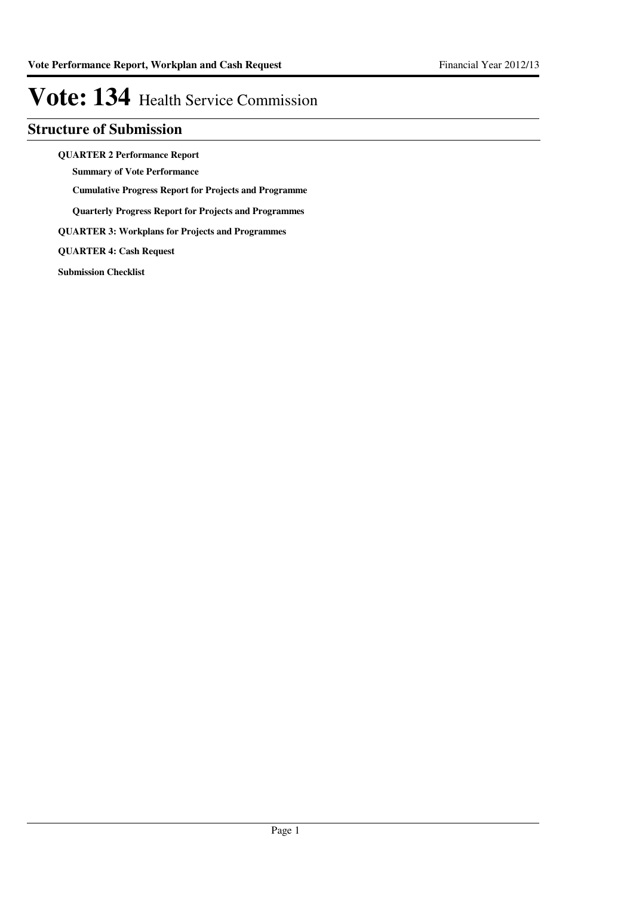# Vote: 134 Health Service Commission

## Structure of Submission

**QUARTER 2 Performance Report**

- **Summary of Vote Performance**
- **Cumulative Progress Report for Projects and Programme**
- **Quarterly Progress Report for Projects and Programmes**

**QUARTER 3: Workplans for Projects and Programmes**

**QUARTER 4: Cash Request**

**Submission Checklist**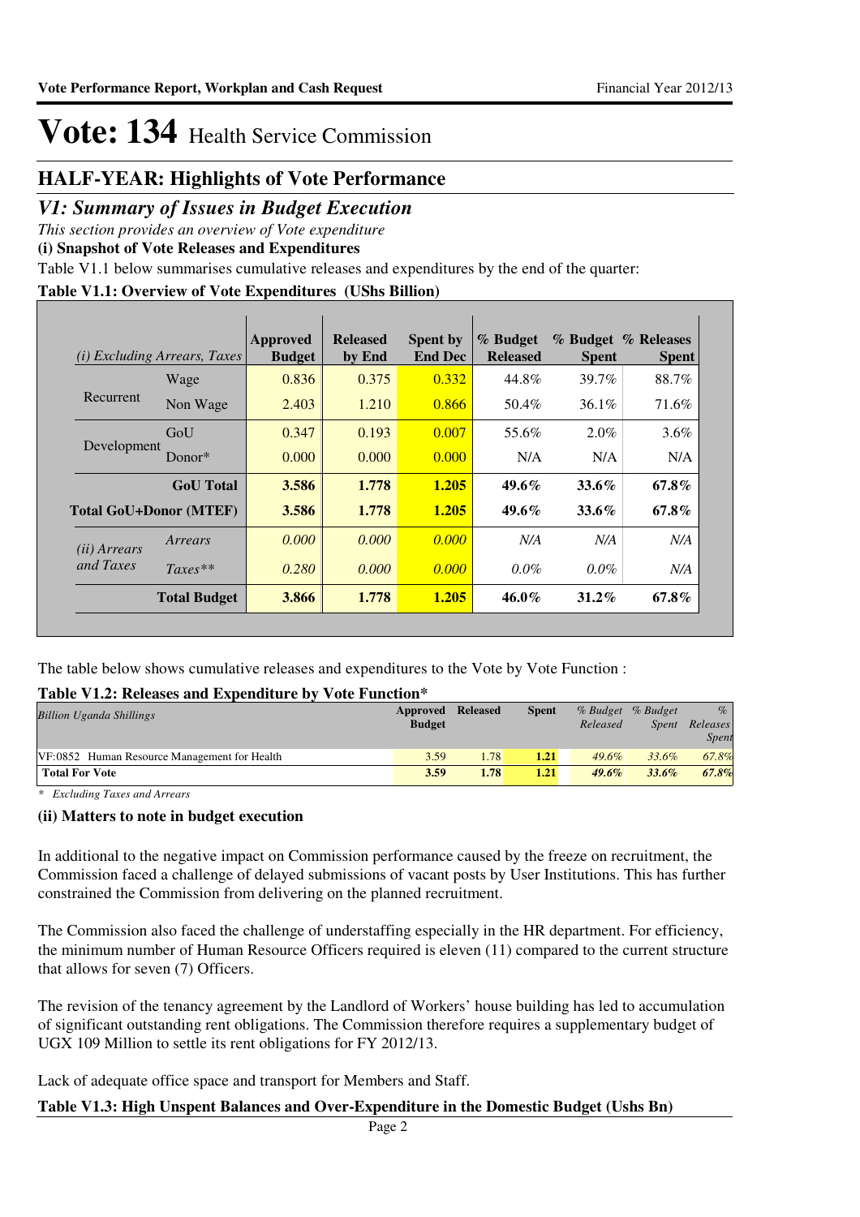# Vote: 134 Health Service Commission

## HALF-YEAR: Highlights of Vote Performance

## *V1: Summary of Issues in Budget Execution*

*This section provides an overview of Vote expenditure*

**(i) Snapshot of Vote Releases and Expenditures**

Table V1.1 below summarises cumulative releases and expenditures by the end of the quarter:

**Table V1.1: Overview of Vote Expenditures (UShs Billion)**

| *(i) Excluding Arrears, Taxes* | | Approved Budget | Released by End | Spent by End Dec | % Budget Released | % Budget Spent | % Releases Spent |
|---|---|---|---|---|---|---|---|
| Recurrent | Wage | 0.836 | 0.375 | 0.332 | 44.8% | 39.7% | 88.7% |
| | Non Wage | 2.403 | 1.210 | 0.866 | 50.4% | 36.1% | 71.6% |
| Development | GoU | 0.347 | 0.193 | 0.007 | 55.6% | 2.0% | 3.6% |
| | Donor* | 0.000 | 0.000 | 0.000 | N/A | N/A | N/A |
| | **GoU Total** | **3.586** | **1.778** | **1.205** | **49.6%** | **33.6%** | **67.8%** |
| **Total GoU+Donor (MTEF)** | | **3.586** | **1.778** | **1.205** | **49.6%** | **33.6%** | **67.8%** |
| *(ii) Arrears and Taxes* | *Arrears* | *0.000* | *0.000* | *0.000* | *N/A* | *N/A* | *N/A* |
| | *Taxes*** | *0.280* | *0.000* | *0.000* | *0.0%* | *0.0%* | *N/A* |
| | **Total Budget** | **3.866** | **1.778** | **1.205** | **46.0%** | **31.2%** | **67.8%** |

The table below shows cumulative releases and expenditures to the Vote by Vote Function :

**Table V1.2: Releases and Expenditure by Vote Function***

| *Billion Uganda Shillings* | Approved Budget | Released | Spent | *% Budget Released* | *% Budget Spent* | *% Releases Spent* |
|---|---|---|---|---|---|---|
| VF:0852 Human Resource Management for Health | 3.59 | 1.78 | **1.21** | *49.6%* | *33.6%* | *67.8%* |
| **Total For Vote** | **3.59** | **1.78** | **1.21** | ***49.6%*** | ***33.6%*** | ***67.8%*** |

\* *Excluding Taxes and Arrears*

**(ii) Matters to note in budget execution**

In additional to the negative impact on Commission performance caused by the freeze on recruitment, the Commission faced a challenge of delayed submissions of vacant posts by User Institutions. This has further constrained the Commission from delivering on the planned recruitment.

The Commission also faced the challenge of understaffing especially in the HR department. For efficiency, the minimum number of Human Resource Officers required is eleven (11) compared to the current structure that allows for seven (7) Officers.

The revision of the tenancy agreement by the Landlord of Workers' house building has led to accumulation of significant outstanding rent obligations. The Commission therefore requires a supplementary budget of UGX 109 Million to settle its rent obligations for FY 2012/13.

Lack of adequate office space and transport for Members and Staff.

**Table V1.3: High Unspent Balances and Over-Expenditure in the Domestic Budget (Ushs Bn)**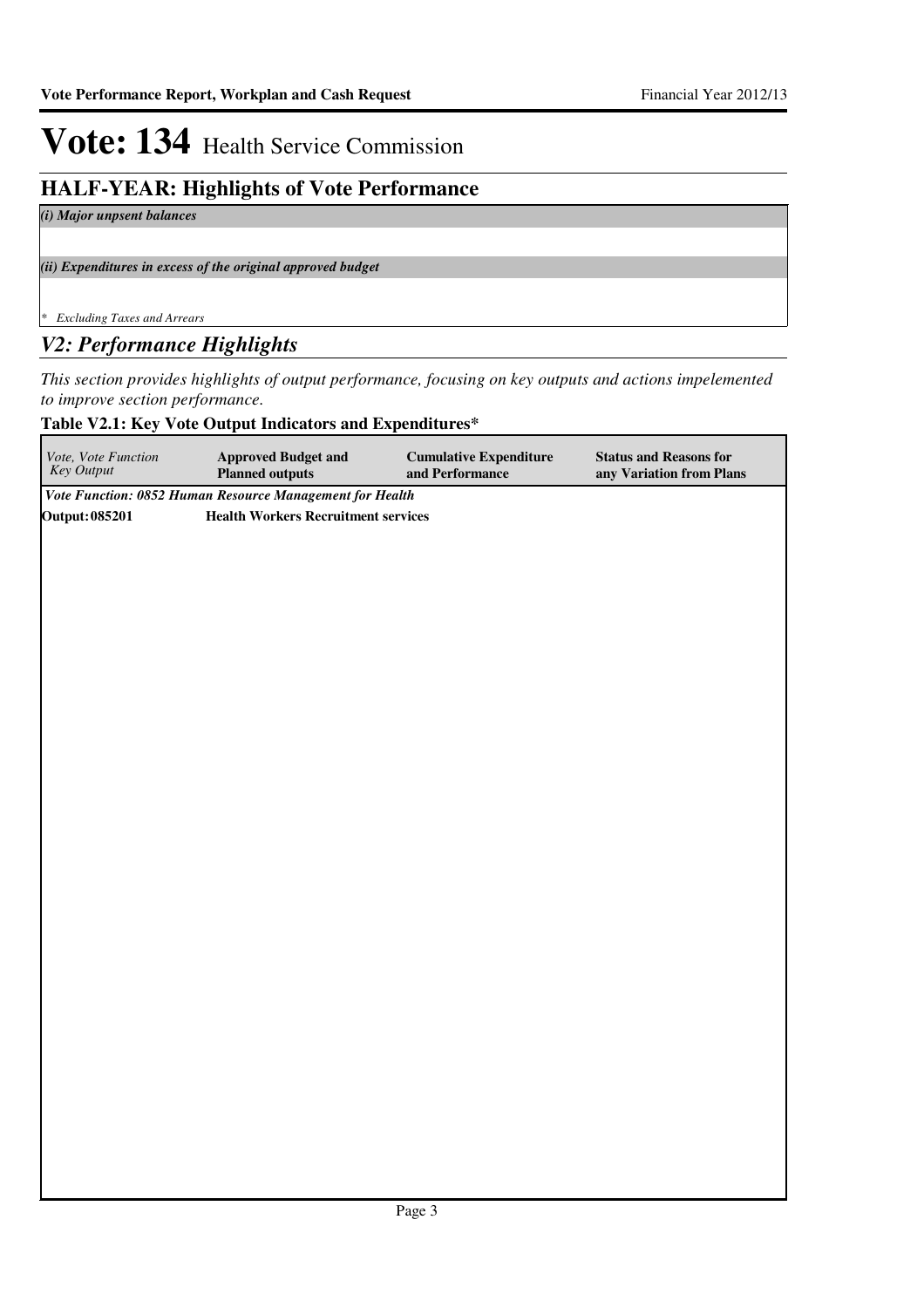# Vote: 134 Health Service Commission

## HALF-YEAR: Highlights of Vote Performance

***(i) Major unpsent balances***

***(ii) Expenditures in excess of the original approved budget***

*\* Excluding Taxes and Arrears*

## *V2: Performance Highlights*

*This section provides highlights of output performance, focusing on key outputs and actions impelemented to improve section performance.*

**Table V2.1: Key Vote Output Indicators and Expenditures\***

| *Vote, Vote Function Key Output* | **Approved Budget and Planned outputs** | **Cumulative Expenditure and Performance** | **Status and Reasons for any Variation from Plans** |
|---|---|---|---|
| ***Vote Function: 0852 Human Resource Management for Health*** | | | |
| **Output: 085201** | **Health Workers Recruitment services** | | |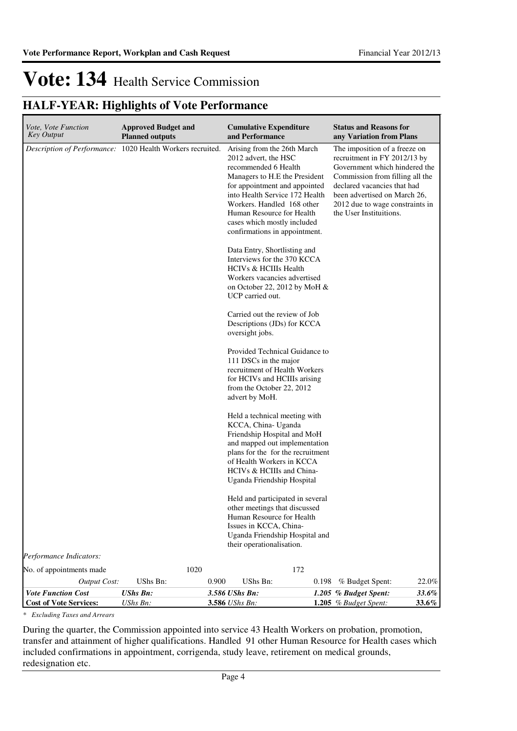# Vote: 134 Health Service Commission

## HALF-YEAR: Highlights of Vote Performance

| *Vote, Vote Function Key Output* | **Approved Budget and Planned outputs** | | **Cumulative Expenditure and Performance** | | **Status and Reasons for any Variation from Plans** | |
|---|---|---|---|---|---|---|
| *Description of Performance:* | 1020 Health Workers recruited. | | Arising from the 26th March 2012 advert, the HSC recommended 6 Health Managers to H.E the President for appointment and appointed into Health Service 172 Health Workers. Handled 168 other Human Resource for Health cases which mostly included confirmations in appointment.<br><br>Data Entry, Shortlisting and Interviews for the 370 KCCA HCIVs & HCIIIs Health Workers vacancies advertised on October 22, 2012 by MoH & UCP carried out.<br><br>Carried out the review of Job Descriptions (JDs) for KCCA oversight jobs.<br><br>Provided Technical Guidance to 111 DSCs in the major recruitment of Health Workers for HCIVs and HCIIIs arising from the October 22, 2012 advert by MoH.<br><br>Held a technical meeting with KCCA, China- Uganda Friendship Hospital and MoH and mapped out implementation plans for the for the recruitment of Health Workers in KCCA HCIVs & HCIIIs and China-Uganda Friendship Hospital<br><br>Held and participated in several other meetings that discussed Human Resource for Health Issues in KCCA, China-Uganda Friendship Hospital and their operationalisation. | | The imposition of a freeze on recruitment in FY 2012/13 by Government which hindered the Commission from filling all the declared vacancies that had been advertised on March 26, 2012 due to wage constraints in the User Instituitions. | |
| *Performance Indicators:* | | | | | | |
| No. of appointments made | | 1020 | | 172 | | |
| *Output Cost:* | UShs Bn: | 0.900 | UShs Bn: | 0.198 | % Budget Spent: | 22.0% |
| ***Vote Function Cost*** | ***UShs Bn:*** | ***3.586*** | ***UShs Bn:*** | ***1.205*** | ***% Budget Spent:*** | ***33.6%*** |
| **Cost of Vote Services:** | *UShs Bn:* | **3.586** | *UShs Bn:* | **1.205** | *% Budget Spent:* | **33.6%** |

*\* Excluding Taxes and Arrears*

During the quarter, the Commission appointed into service 43 Health Workers on probation, promotion, transfer and attainment of higher qualifications. Handled 91 other Human Resource for Health cases which included confirmations in appointment, corrigenda, study leave, retirement on medical grounds, redesignation etc.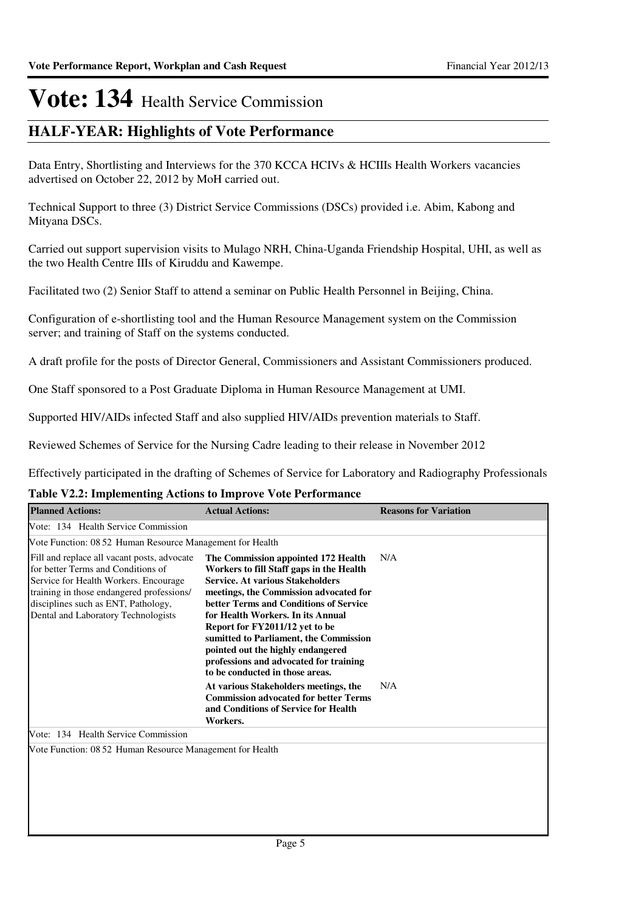# Vote: 134 Health Service Commission

## HALF-YEAR: Highlights of Vote Performance

Data Entry, Shortlisting and Interviews for the 370 KCCA HCIVs & HCIIIs Health Workers vacancies advertised on October 22, 2012 by MoH carried out.

Technical Support to three (3) District Service Commissions (DSCs) provided i.e. Abim, Kabong and Mityana DSCs.

Carried out support supervision visits to Mulago NRH, China-Uganda Friendship Hospital, UHI, as well as the two Health Centre IIIs of Kiruddu and Kawempe.

Facilitated two (2) Senior Staff to attend a seminar on Public Health Personnel in Beijing, China.

Configuration of e-shortlisting tool and the Human Resource Management system on the Commission server; and training of Staff on the systems conducted.

A draft profile for the posts of Director General, Commissioners and Assistant Commissioners produced.

One Staff sponsored to a Post Graduate Diploma in Human Resource Management at UMI.

Supported HIV/AIDs infected Staff and also supplied HIV/AIDs prevention materials to Staff.

Reviewed Schemes of Service for the Nursing Cadre leading to their release in November 2012

Effectively participated in the drafting of Schemes of Service for Laboratory and Radiography Professionals

**Table V2.2: Implementing Actions to Improve Vote Performance**

| Planned Actions: | Actual Actions: | Reasons for Variation |
|---|---|---|
| Vote: 134 Health Service Commission | | |
| Vote Function: 08 52 Human Resource Management for Health | | |
| Fill and replace all vacant posts, advocate for better Terms and Conditions of Service for Health Workers. Encourage training in those endangered professions/ disciplines such as ENT, Pathology, Dental and Laboratory Technologists | **The Commission appointed 172 Health Workers to fill Staff gaps in the Health Service. At various Stakeholders meetings, the Commission advocated for better Terms and Conditions of Service for Health Workers. In its Annual Report for FY2011/12 yet to be sumitted to Parliament, the Commission pointed out the highly endangered professions and advocated for training to be conducted in those areas.** | N/A |
| | **At various Stakeholders meetings, the Commission advocated for better Terms and Conditions of Service for Health Workers.** | N/A |
| Vote: 134 Health Service Commission | | |
| Vote Function: 08 52 Human Resource Management for Health | | |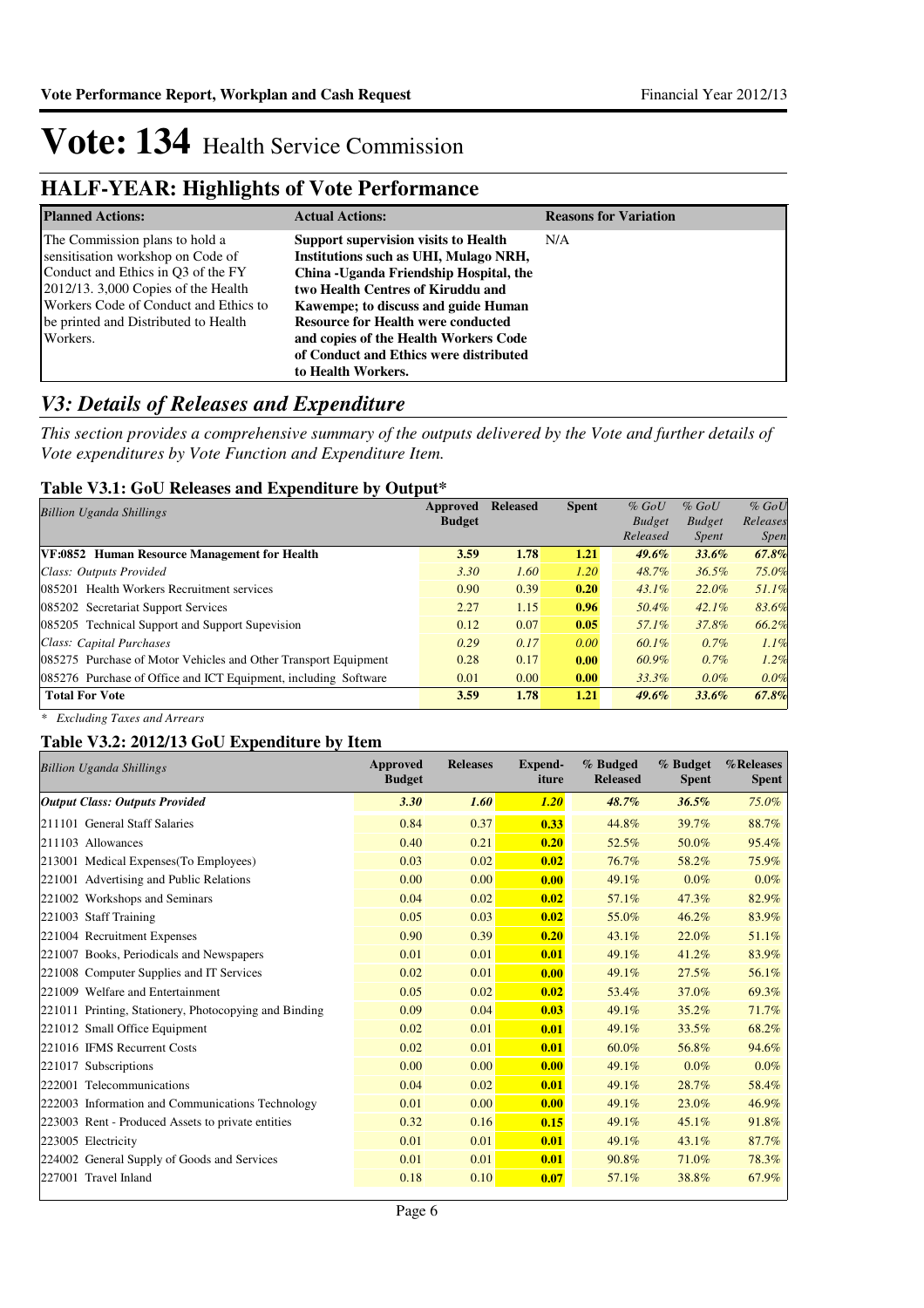# Vote: 134 Health Service Commission

## HALF-YEAR: Highlights of Vote Performance

| Planned Actions: | Actual Actions: | Reasons for Variation |
|---|---|---|
| The Commission plans to hold a sensitisation workshop on Code of Conduct and Ethics in Q3 of the FY 2012/13. 3,000 Copies of the Health Workers Code of Conduct and Ethics to be printed and Distributed to Health Workers. | **Support supervision visits to Health Institutions such as UHI, Mulago NRH, China -Uganda Friendship Hospital, the two Health Centres of Kiruddu and Kawempe; to discuss and guide Human Resource for Health were conducted and copies of the Health Workers Code of Conduct and Ethics were distributed to Health Workers.** | N/A |

## *V3: Details of Releases and Expenditure*

*This section provides a comprehensive summary of the outputs delivered by the Vote and further details of Vote expenditures by Vote Function and Expenditure Item.*

### Table V3.1: GoU Releases and Expenditure by Output*

| *Billion Uganda Shillings* | Approved Budget | Released | Spent | *% GoU Budget Released* | *% GoU Budget Spent* | *% GoU Releases Spent* |
|---|---|---|---|---|---|---|
| **VF:0852 Human Resource Management for Health** | **3.59** | **1.78** | **1.21** | ***49.6%*** | ***33.6%*** | ***67.8%*** |
| *Class: Outputs Provided* | *3.30* | *1.60* | *1.20* | *48.7%* | *36.5%* | *75.0%* |
| 085201 Health Workers Recruitment services | 0.90 | 0.39 | **0.20** | *43.1%* | *22.0%* | *51.1%* |
| 085202 Secretariat Support Services | 2.27 | 1.15 | **0.96** | *50.4%* | *42.1%* | *83.6%* |
| 085205 Technical Support and Support Supevision | 0.12 | 0.07 | **0.05** | *57.1%* | *37.8%* | *66.2%* |
| *Class: Capital Purchases* | *0.29* | *0.17* | *0.00* | *60.1%* | *0.7%* | *1.1%* |
| 085275 Purchase of Motor Vehicles and Other Transport Equipment | 0.28 | 0.17 | **0.00** | *60.9%* | *0.7%* | *1.2%* |
| 085276 Purchase of Office and ICT Equipment, including Software | 0.01 | 0.00 | **0.00** | *33.3%* | *0.0%* | *0.0%* |
| **Total For Vote** | **3.59** | **1.78** | **1.21** | ***49.6%*** | ***33.6%*** | ***67.8%*** |

*\* Excluding Taxes and Arrears*

### Table V3.2: 2012/13 GoU Expenditure by Item

| *Billion Uganda Shillings* | Approved Budget | Releases | Expend-iture | % Budged Released | % Budget Spent | %Releases Spent |
|---|---|---|---|---|---|---|
| ***Output Class: Outputs Provided*** | ***3.30*** | ***1.60*** | ***1.20*** | ***48.7%*** | ***36.5%*** | *75.0%* |
| 211101 General Staff Salaries | 0.84 | 0.37 | **0.33** | 44.8% | 39.7% | 88.7% |
| 211103 Allowances | 0.40 | 0.21 | **0.20** | 52.5% | 50.0% | 95.4% |
| 213001 Medical Expenses(To Employees) | 0.03 | 0.02 | **0.02** | 76.7% | 58.2% | 75.9% |
| 221001 Advertising and Public Relations | 0.00 | 0.00 | **0.00** | 49.1% | 0.0% | 0.0% |
| 221002 Workshops and Seminars | 0.04 | 0.02 | **0.02** | 57.1% | 47.3% | 82.9% |
| 221003 Staff Training | 0.05 | 0.03 | **0.02** | 55.0% | 46.2% | 83.9% |
| 221004 Recruitment Expenses | 0.90 | 0.39 | **0.20** | 43.1% | 22.0% | 51.1% |
| 221007 Books, Periodicals and Newspapers | 0.01 | 0.01 | **0.01** | 49.1% | 41.2% | 83.9% |
| 221008 Computer Supplies and IT Services | 0.02 | 0.01 | **0.00** | 49.1% | 27.5% | 56.1% |
| 221009 Welfare and Entertainment | 0.05 | 0.02 | **0.02** | 53.4% | 37.0% | 69.3% |
| 221011 Printing, Stationery, Photocopying and Binding | 0.09 | 0.04 | **0.03** | 49.1% | 35.2% | 71.7% |
| 221012 Small Office Equipment | 0.02 | 0.01 | **0.01** | 49.1% | 33.5% | 68.2% |
| 221016 IFMS Recurrent Costs | 0.02 | 0.01 | **0.01** | 60.0% | 56.8% | 94.6% |
| 221017 Subscriptions | 0.00 | 0.00 | **0.00** | 49.1% | 0.0% | 0.0% |
| 222001 Telecommunications | 0.04 | 0.02 | **0.01** | 49.1% | 28.7% | 58.4% |
| 222003 Information and Communications Technology | 0.01 | 0.00 | **0.00** | 49.1% | 23.0% | 46.9% |
| 223003 Rent - Produced Assets to private entities | 0.32 | 0.16 | **0.15** | 49.1% | 45.1% | 91.8% |
| 223005 Electricity | 0.01 | 0.01 | **0.01** | 49.1% | 43.1% | 87.7% |
| 224002 General Supply of Goods and Services | 0.01 | 0.01 | **0.01** | 90.8% | 71.0% | 78.3% |
| 227001 Travel Inland | 0.18 | 0.10 | **0.07** | 57.1% | 38.8% | 67.9% |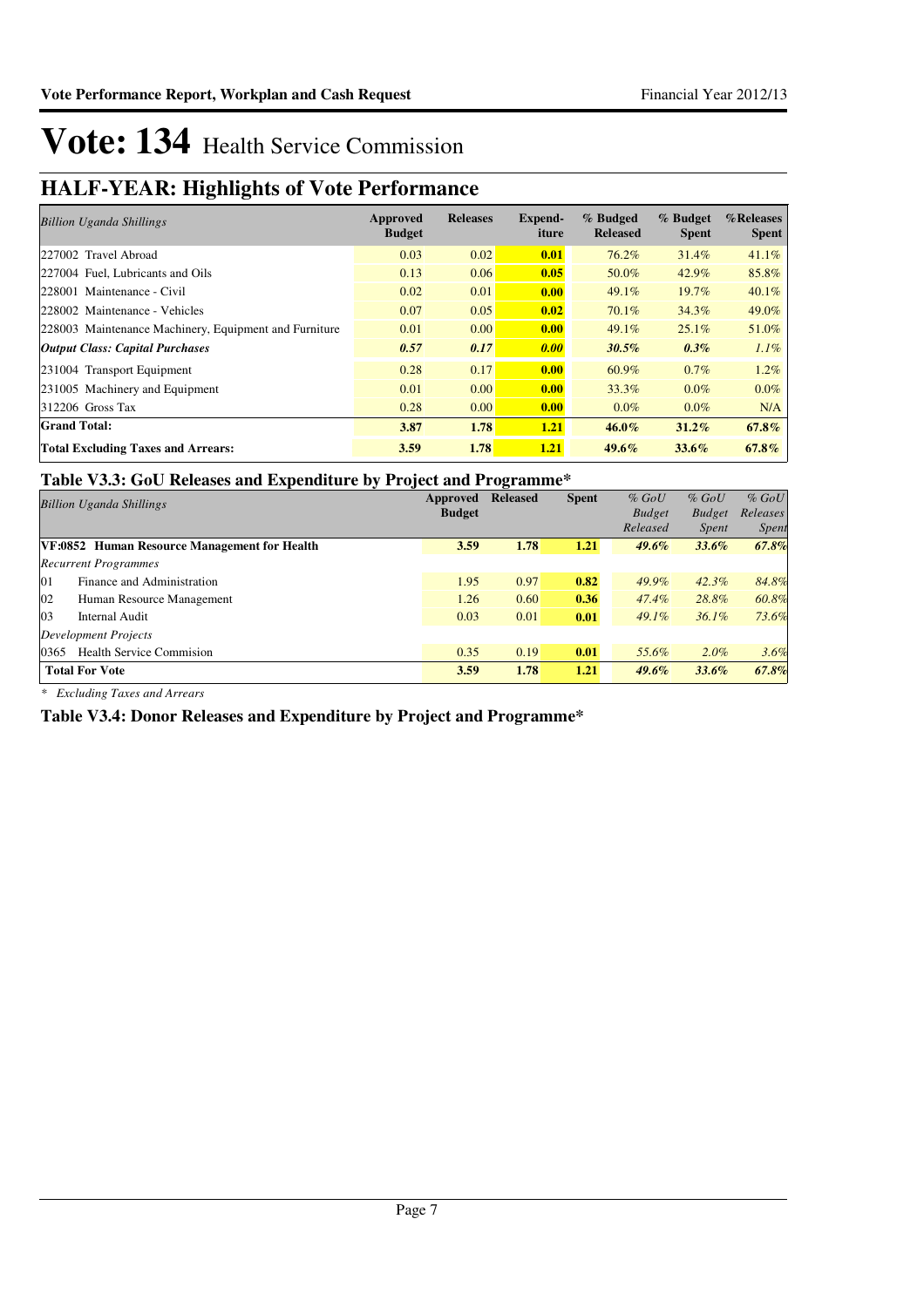# Vote: 134 Health Service Commission

## HALF-YEAR: Highlights of Vote Performance

| *Billion Uganda Shillings* | Approved Budget | Releases | Expend-iture | % Budgeted Released | % Budget Spent | %Releases Spent |
|---|---|---|---|---|---|---|
| 227002 Travel Abroad | 0.03 | 0.02 | **0.01** | 76.2% | 31.4% | 41.1% |
| 227004 Fuel, Lubricants and Oils | 0.13 | 0.06 | **0.05** | 50.0% | 42.9% | 85.8% |
| 228001 Maintenance - Civil | 0.02 | 0.01 | **0.00** | 49.1% | 19.7% | 40.1% |
| 228002 Maintenance - Vehicles | 0.07 | 0.05 | **0.02** | 70.1% | 34.3% | 49.0% |
| 228003 Maintenance Machinery, Equipment and Furniture | 0.01 | 0.00 | **0.00** | 49.1% | 25.1% | 51.0% |
| ***Output Class: Capital Purchases*** | ***0.57*** | ***0.17*** | ***0.00*** | ***30.5%*** | ***0.3%*** | *1.1%* |
| 231004 Transport Equipment | 0.28 | 0.17 | **0.00** | 60.9% | 0.7% | 1.2% |
| 231005 Machinery and Equipment | 0.01 | 0.00 | **0.00** | 33.3% | 0.0% | 0.0% |
| 312206 Gross Tax | 0.28 | 0.00 | **0.00** | 0.0% | 0.0% | N/A |
| **Grand Total:** | **3.87** | **1.78** | **1.21** | **46.0%** | **31.2%** | **67.8%** |
| **Total Excluding Taxes and Arrears:** | **3.59** | **1.78** | **1.21** | **49.6%** | **33.6%** | **67.8%** |

### Table V3.3: GoU Releases and Expenditure by Project and Programme*

| *Billion Uganda Shillings* | Approved Budget | Released | Spent | *% GoU Budget Released* | *% GoU Budget Spent* | *% GoU Releases Spent* |
|---|---|---|---|---|---|---|
| **VF:0852 Human Resource Management for Health** | **3.59** | **1.78** | **1.21** | ***49.6%*** | ***33.6%*** | ***67.8%*** |
| *Recurrent Programmes* | | | | | | |
| 01 Finance and Administration | 1.95 | 0.97 | **0.82** | *49.9%* | *42.3%* | *84.8%* |
| 02 Human Resource Management | 1.26 | 0.60 | **0.36** | *47.4%* | *28.8%* | *60.8%* |
| 03 Internal Audit | 0.03 | 0.01 | **0.01** | *49.1%* | *36.1%* | *73.6%* |
| *Development Projects* | | | | | | |
| 0365 Health Service Commision | 0.35 | 0.19 | **0.01** | *55.6%* | *2.0%* | *3.6%* |
| **Total For Vote** | **3.59** | **1.78** | **1.21** | ***49.6%*** | ***33.6%*** | ***67.8%*** |

*\* Excluding Taxes and Arrears*

### Table V3.4: Donor Releases and Expenditure by Project and Programme*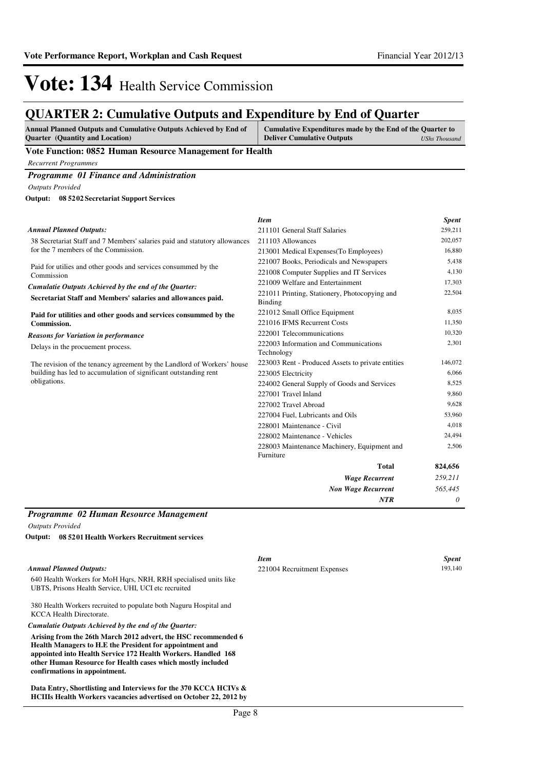# Vote: 134 Health Service Commission

## QUARTER 2: Cumulative Outputs and Expenditure by End of Quarter

| Annual Planned Outputs and Cumulative Outputs Achieved by End of Quarter (Quantity and Location) | Cumulative Expenditures made by the End of the Quarter to Deliver Cumulative Outputs *UShs Thousand* |
|---|---|

**Vote Function: 0852 Human Resource Management for Health**

*Recurrent Programmes*

### *Programme 01 Finance and Administration*

*Outputs Provided*

**Output: 08 5202 Secretariat Support Services**

*Annual Planned Outputs:*

38 Secretariat Staff and 7 Members' salaries paid and statutory allowances for the 7 members of the Commission.

Paid for utilies and other goods and services consummed by the Commission

*Cumulatie Outputs Achieved by the end of the Quarter:*

**Secretariat Staff and Members' salaries and allowances paid.**

**Paid for utilities and other goods and services consummed by the Commission.**

*Reasons for Variation in performance*

Delays in the procuement process.

The revision of the tenancy agreement by the Landlord of Workers' house building has led to accumulation of significant outstanding rent obligations.

| *Item* | *Spent* |
|---|---|
| 211101 General Staff Salaries | 259,211 |
| 211103 Allowances | 202,057 |
| 213001 Medical Expenses(To Employees) | 16,880 |
| 221007 Books, Periodicals and Newspapers | 5,438 |
| 221008 Computer Supplies and IT Services | 4,130 |
| 221009 Welfare and Entertainment | 17,303 |
| 221011 Printing, Stationery, Photocopying and Binding | 22,504 |
| 221012 Small Office Equipment | 8,035 |
| 221016 IFMS Recurrent Costs | 11,350 |
| 222001 Telecommunications | 10,320 |
| 222003 Information and Communications Technology | 2,301 |
| 223003 Rent - Produced Assets to private entities | 146,072 |
| 223005 Electricity | 6,066 |
| 224002 General Supply of Goods and Services | 8,525 |
| 227001 Travel Inland | 9,860 |
| 227002 Travel Abroad | 9,628 |
| 227004 Fuel, Lubricants and Oils | 53,960 |
| 228001 Maintenance - Civil | 4,018 |
| 228002 Maintenance - Vehicles | 24,494 |
| 228003 Maintenance Machinery, Equipment and Furniture | 2,506 |
| **Total** | **824,656** |
| *Wage Recurrent* | *259,211* |
| *Non Wage Recurrent* | *565,445* |
| *NTR* | *0* |

### *Programme 02 Human Resource Management*

*Outputs Provided*

**Output: 08 5201 Health Workers Recruitment services**

*Annual Planned Outputs:*

640 Health Workers for MoH Hqrs, NRH, RRH specialised units like UBTS, Prisons Health Service, UHI, UCI etc recruited

380 Health Workers recruited to populate both Naguru Hospital and KCCA Health Directorate.

*Cumulatie Outputs Achieved by the end of the Quarter:*

**Arising from the 26th March 2012 advert, the HSC recommended 6 Health Managers to H.E the President for appointment and appointed into Health Service 172 Health Workers. Handled 168 other Human Resource for Health cases which mostly included confirmations in appointment.**

**Data Entry, Shortlisting and Interviews for the 370 KCCA HCIVs & HCIIIs Health Workers vacancies advertised on October 22, 2012 by**

| *Item* | *Spent* |
|---|---|
| 221004 Recruitment Expenses | 193,140 |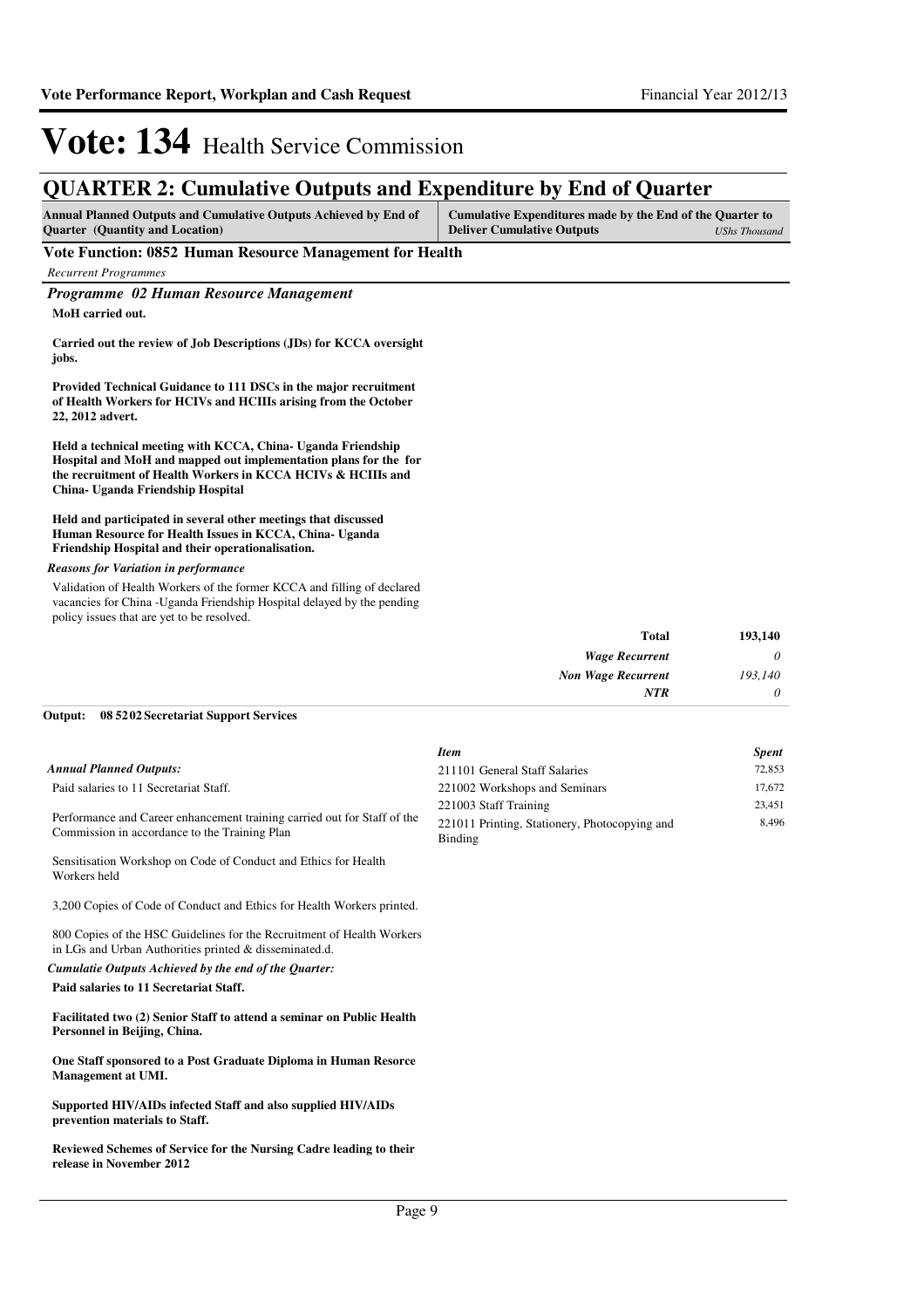# Vote: 134 Health Service Commission

## QUARTER 2: Cumulative Outputs and Expenditure by End of Quarter

| Annual Planned Outputs and Cumulative Outputs Achieved by End of Quarter (Quantity and Location) | Cumulative Expenditures made by the End of the Quarter to Deliver Cumulative Outputs *UShs Thousand* |
|---|---|

**Vote Function: 0852 Human Resource Management for Health**

*Recurrent Programmes*

### *Programme 02 Human Resource Management*

**MoH carried out.**

**Carried out the review of Job Descriptions (JDs) for KCCA oversight jobs.**

**Provided Technical Guidance to 111 DSCs in the major recruitment of Health Workers for HCIVs and HCIIIs arising from the October 22, 2012 advert.**

**Held a technical meeting with KCCA, China- Uganda Friendship Hospital and MoH and mapped out implementation plans for the for the recruitment of Health Workers in KCCA HCIVs & HCIIIs and China- Uganda Friendship Hospital**

**Held and participated in several other meetings that discussed Human Resource for Health Issues in KCCA, China- Uganda Friendship Hospital and their operationalisation.**

*Reasons for Variation in performance*

Validation of Health Workers of the former KCCA and filling of declared vacancies for China -Uganda Friendship Hospital delayed by the pending policy issues that are yet to be resolved.

| | |
|---|---|
| **Total** | **193,140** |
| *Wage Recurrent* | *0* |
| *Non Wage Recurrent* | *193,140* |
| *NTR* | *0* |

**Output: 08 5202 Secretariat Support Services**

*Annual Planned Outputs:*

Paid salaries to 11 Secretariat Staff.

Performance and Career enhancement training carried out for Staff of the Commission in accordance to the Training Plan

Sensitisation Workshop on Code of Conduct and Ethics for Health Workers held

3,200 Copies of Code of Conduct and Ethics for Health Workers printed.

800 Copies of the HSC Guidelines for the Recruitment of Health Workers in LGs and Urban Authorities printed & disseminated.d.

*Cumulatie Outputs Achieved by the end of the Quarter:*

**Paid salaries to 11 Secretariat Staff.**

**Facilitated two (2) Senior Staff to attend a seminar on Public Health Personnel in Beijing, China.**

**One Staff sponsored to a Post Graduate Diploma in Human Resorce Management at UMI.**

**Supported HIV/AIDs infected Staff and also supplied HIV/AIDs prevention materials to Staff.**

**Reviewed Schemes of Service for the Nursing Cadre leading to their release in November 2012**

| *Item* | *Spent* |
|---|---|
| 211101 General Staff Salaries | 72,853 |
| 221002 Workshops and Seminars | 17,672 |
| 221003 Staff Training | 23,451 |
| 221011 Printing, Stationery, Photocopying and Binding | 8,496 |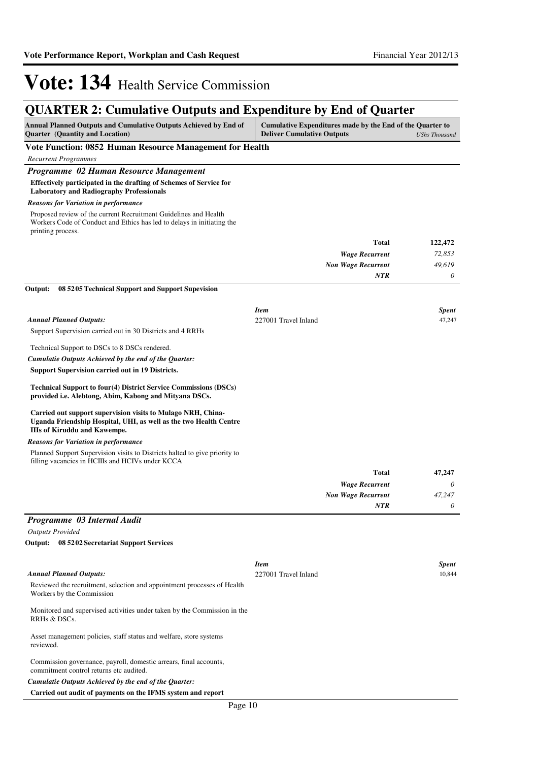# Vote: 134 Health Service Commission

## QUARTER 2: Cumulative Outputs and Expenditure by End of Quarter

| Annual Planned Outputs and Cumulative Outputs Achieved by End of Quarter (Quantity and Location) | Cumulative Expenditures made by the End of the Quarter to Deliver Cumulative Outputs | *UShs Thousand* |
|---|---|---|

### Vote Function: 0852 Human Resource Management for Health

*Recurrent Programmes*

#### *Programme 02 Human Resource Management*

**Effectively participated in the drafting of Schemes of Service for Laboratory and Radiography Professionals**

***Reasons for Variation in performance***

Proposed review of the current Recruitment Guidelines and Health Workers Code of Conduct and Ethics has led to delays in initiating the printing process.

| | |
|---|---|
| **Total** | **122,472** |
| ***Wage Recurrent*** | *72,853* |
| ***Non Wage Recurrent*** | *49,619* |
| ***NTR*** | *0* |

**Output: 08 5205 Technical Support and Support Supevision**

***Annual Planned Outputs:***

Support Supervision carried out in 30 Districts and 4 RRHs

Technical Support to DSCs to 8 DSCs rendered.

***Cumulatie Outputs Achieved by the end of the Quarter:***

**Support Supervision carried out in 19 Districts.**

**Technical Support to four(4) District Service Commissions (DSCs) provided i.e. Alebtong, Abim, Kabong and Mityana DSCs.**

**Carried out support supervision visits to Mulago NRH, China-Uganda Friendship Hospital, UHI, as well as the two Health Centre IIIs of Kiruddu and Kawempe.**

***Reasons for Variation in performance***

Planned Support Supervision visits to Districts halted to give priority to filling vacancies in HCIIIs and HCIVs under KCCA

| *Item* | *Spent* |
|---|---|
| 227001 Travel Inland | 47,247 |

| | |
|---|---|
| **Total** | **47,247** |
| ***Wage Recurrent*** | *0* |
| ***Non Wage Recurrent*** | *47,247* |
| ***NTR*** | *0* |

#### *Programme 03 Internal Audit*

*Outputs Provided*

**Output: 08 5202 Secretariat Support Services**

***Annual Planned Outputs:***

Reviewed the recruitment, selection and appointment processes of Health Workers by the Commission

Monitored and supervised activities under taken by the Commission in the RRHs & DSCs.

Asset management policies, staff status and welfare, store systems reviewed.

Commission governance, payroll, domestic arrears, final accounts, commitment control returns etc audited.

***Cumulatie Outputs Achieved by the end of the Quarter:***

**Carried out audit of payments on the IFMS system and report**

| *Item* | *Spent* |
|---|---|
| 227001 Travel Inland | 10,844 |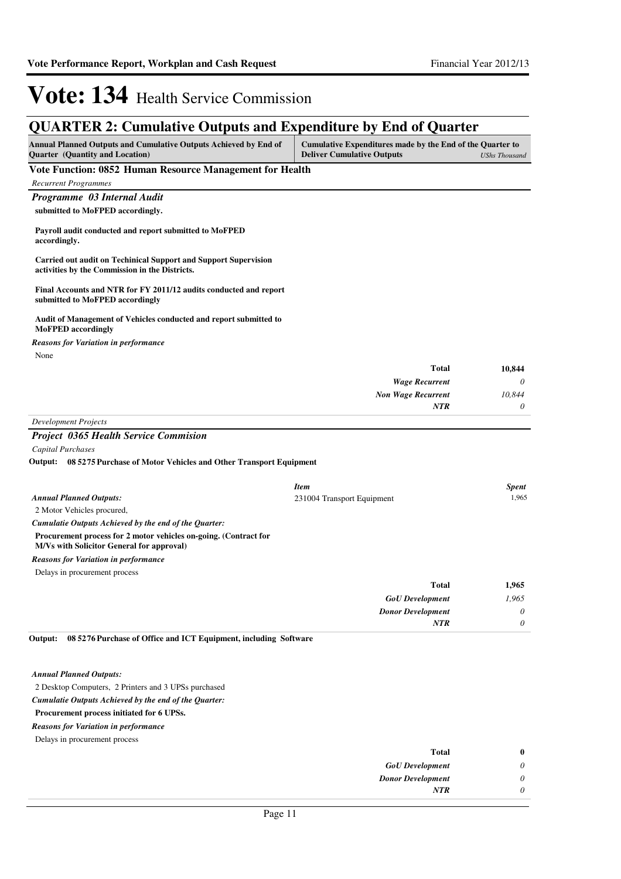# Vote: 134 Health Service Commission

## QUARTER 2: Cumulative Outputs and Expenditure by End of Quarter

| Annual Planned Outputs and Cumulative Outputs Achieved by End of Quarter (Quantity and Location) | Cumulative Expenditures made by the End of the Quarter to Deliver Cumulative Outputs | *UShs Thousand* |
|---|---|---|

### Vote Function: 0852 Human Resource Management for Health

*Recurrent Programmes*

#### *Programme 03 Internal Audit*

**submitted to MoFPED accordingly.**

**Payroll audit conducted and report submitted to MoFPED accordingly.**

**Carried out audit on Techinical Support and Support Supervision activities by the Commission in the Districts.**

**Final Accounts and NTR for FY 2011/12 audits conducted and report submitted to MoFPED accordingly**

**Audit of Management of Vehicles conducted and report submitted to MoFPED accordingly**

***Reasons for Variation in performance***

None

| | |
|---|---|
| **Total** | **10,844** |
| *Wage Recurrent* | *0* |
| *Non Wage Recurrent* | *10,844* |
| *NTR* | *0* |

*Development Projects*

#### *Project 0365 Health Service Commision*

*Capital Purchases*

**Output: 08 5275 Purchase of Motor Vehicles and Other Transport Equipment**

| *Item* | *Spent* |
|---|---|
| 231004 Transport Equipment | 1,965 |

***Annual Planned Outputs:***

2 Motor Vehicles procured,

***Cumulatie Outputs Achieved by the end of the Quarter:***

**Procurement process for 2 motor vehicles on-going. (Contract for M/Vs with Solicitor General for approval)**

***Reasons for Variation in performance***

Delays in procurement process

| | |
|---|---|
| **Total** | **1,965** |
| *GoU Development* | *1,965* |
| *Donor Development* | *0* |
| *NTR* | *0* |

**Output: 08 5276 Purchase of Office and ICT Equipment, including Software**

***Annual Planned Outputs:***

2 Desktop Computers, 2 Printers and 3 UPSs purchased

***Cumulatie Outputs Achieved by the end of the Quarter:***

**Procurement process initiated for 6 UPSs.**

***Reasons for Variation in performance***

Delays in procurement process

| | |
|---|---|
| **Total** | **0** |
| *GoU Development* | *0* |
| *Donor Development* | *0* |
| *NTR* | *0* |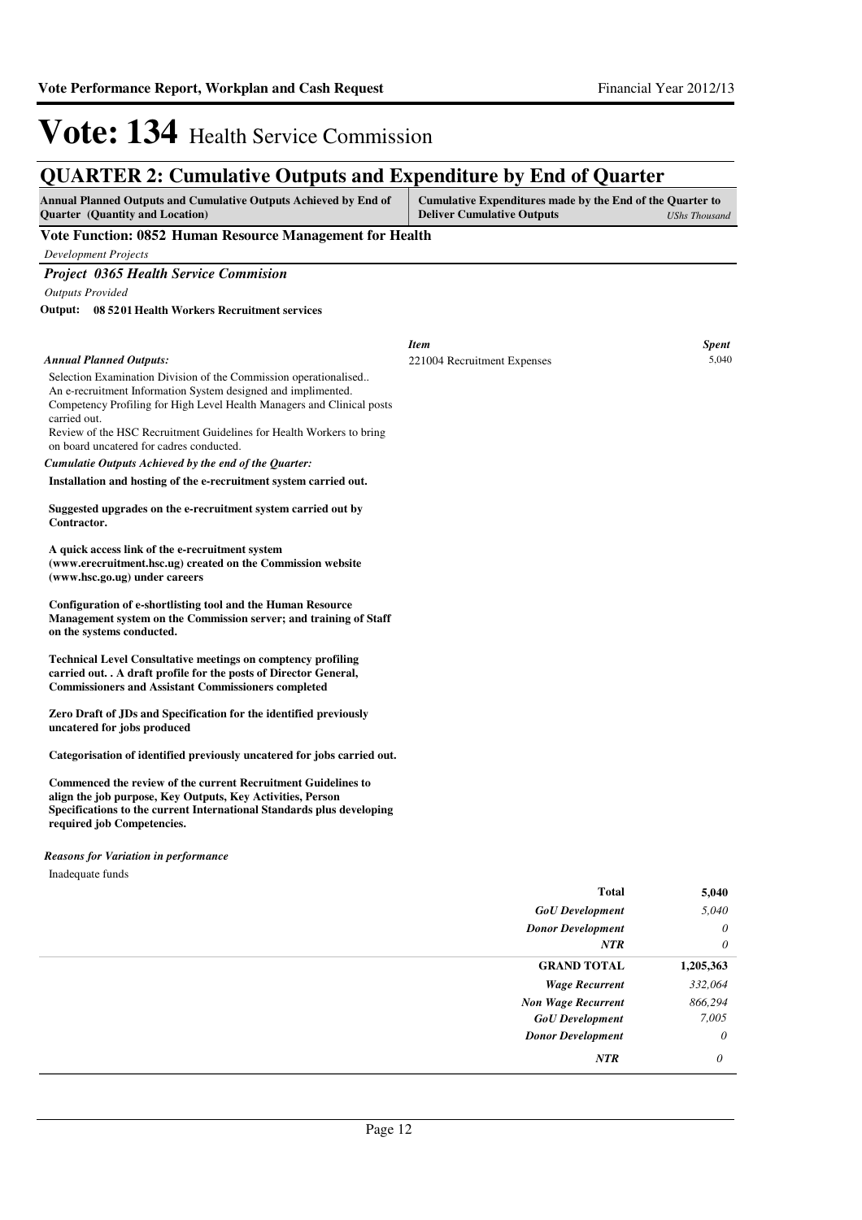# Vote: 134 Health Service Commission

## QUARTER 2: Cumulative Outputs and Expenditure by End of Quarter

| Annual Planned Outputs and Cumulative Outputs Achieved by End of Quarter (Quantity and Location) | Cumulative Expenditures made by the End of the Quarter to Deliver Cumulative Outputs | *UShs Thousand* |
|---|---|---|

**Vote Function: 0852 Human Resource Management for Health**

*Development Projects*

### *Project 0365 Health Service Commision*

*Outputs Provided*

**Output: 08 5201 Health Workers Recruitment services**

*Annual Planned Outputs:*

Selection Examination Division of the Commission operationalised..
An e-recruitment Information System designed and implimented.
Competency Profiling for High Level Health Managers and Clinical posts carried out.
Review of the HSC Recruitment Guidelines for Health Workers to bring on board uncatered for cadres conducted.

| *Item* | *Spent* |
|---|---|
| 221004 Recruitment Expenses | 5,040 |

*Cumulatie Outputs Achieved by the end of the Quarter:*

**Installation and hosting of the e-recruitment system carried out.**

**Suggested upgrades on the e-recruitment system carried out by Contractor.**

**A quick access link of the e-recruitment system (www.erecruitment.hsc.ug) created on the Commission website (www.hsc.go.ug) under careers**

**Configuration of e-shortlisting tool and the Human Resource Management system on the Commission server; and training of Staff on the systems conducted.**

**Technical Level Consultative meetings on comptency profiling carried out. . A draft profile for the posts of Director General, Commissioners and Assistant Commissioners completed**

**Zero Draft of JDs and Specification for the identified previously uncatered for jobs produced**

**Categorisation of identified previously uncatered for jobs carried out.**

**Commenced the review of the current Recruitment Guidelines to align the job purpose, Key Outputs, Key Activities, Person Specifications to the current International Standards plus developing required job Competencies.**

*Reasons for Variation in performance*

Inadequate funds

| | |
|---|---|
| **Total** | **5,040** |
| *GoU Development* | *5,040* |
| *Donor Development* | *0* |
| *NTR* | *0* |
| **GRAND TOTAL** | **1,205,363** |
| *Wage Recurrent* | *332,064* |
| *Non Wage Recurrent* | *866,294* |
| *GoU Development* | *7,005* |
| *Donor Development* | *0* |
| *NTR* | *0* |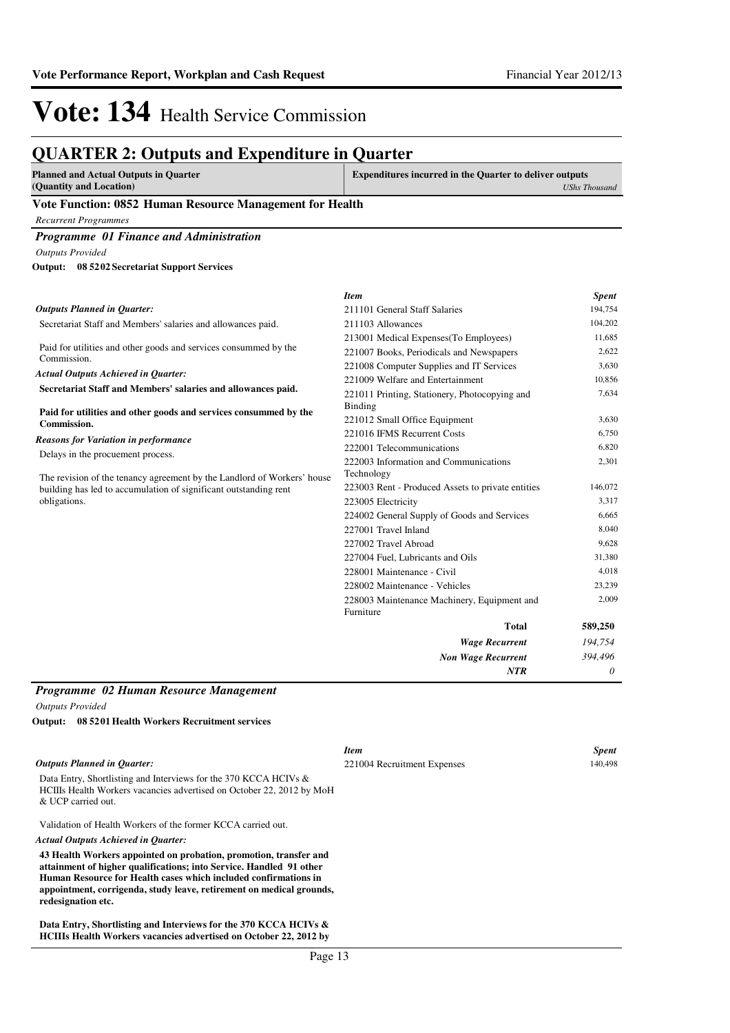# Vote: 134 Health Service Commission

## QUARTER 2: Outputs and Expenditure in Quarter

| Planned and Actual Outputs in Quarter (Quantity and Location) | Expenditures incurred in the Quarter to deliver outputs *UShs Thousand* |
|---|---|

### Vote Function: 0852 Human Resource Management for Health

*Recurrent Programmes*

#### *Programme 01 Finance and Administration*

*Outputs Provided*

**Output: 08 5202 Secretariat Support Services**

*Outputs Planned in Quarter:*

Secretariat Staff and Members' salaries and allowances paid.

Paid for utilities and other goods and services consummed by the Commission.

*Actual Outputs Achieved in Quarter:*

**Secretariat Staff and Members' salaries and allowances paid.**

**Paid for utilities and other goods and services consummed by the Commission.**

*Reasons for Variation in performance*

Delays in the procuement process.

The revision of the tenancy agreement by the Landlord of Workers' house building has led to accumulation of significant outstanding rent obligations.

| *Item* | *Spent* |
|---|---|
| 211101 General Staff Salaries | 194,754 |
| 211103 Allowances | 104,202 |
| 213001 Medical Expenses(To Employees) | 11,685 |
| 221007 Books, Periodicals and Newspapers | 2,622 |
| 221008 Computer Supplies and IT Services | 3,630 |
| 221009 Welfare and Entertainment | 10,856 |
| 221011 Printing, Stationery, Photocopying and Binding | 7,634 |
| 221012 Small Office Equipment | 3,630 |
| 221016 IFMS Recurrent Costs | 6,750 |
| 222001 Telecommunications | 6,820 |
| 222003 Information and Communications Technology | 2,301 |
| 223003 Rent - Produced Assets to private entities | 146,072 |
| 223005 Electricity | 3,317 |
| 224002 General Supply of Goods and Services | 6,665 |
| 227001 Travel Inland | 8,040 |
| 227002 Travel Abroad | 9,628 |
| 227004 Fuel, Lubricants and Oils | 31,380 |
| 228001 Maintenance - Civil | 4,018 |
| 228002 Maintenance - Vehicles | 23,239 |
| 228003 Maintenance Machinery, Equipment and Furniture | 2,009 |
| **Total** | **589,250** |
| ***Wage Recurrent*** | *194,754* |
| ***Non Wage Recurrent*** | *394,496* |
| ***NTR*** | *0* |

#### *Programme 02 Human Resource Management*

*Outputs Provided*

**Output: 08 5201 Health Workers Recruitment services**

*Outputs Planned in Quarter:*

Data Entry, Shortlisting and Interviews for the 370 KCCA HCIVs & HCIIIs Health Workers vacancies advertised on October 22, 2012 by MoH & UCP carried out.

Validation of Health Workers of the former KCCA carried out.

*Actual Outputs Achieved in Quarter:*

**43 Health Workers appointed on probation, promotion, transfer and attainment of higher qualifications; into Service. Handled 91 other Human Resource for Health cases which included confirmations in appointment, corrigenda, study leave, retirement on medical grounds, redesignation etc.**

**Data Entry, Shortlisting and Interviews for the 370 KCCA HCIVs & HCIIIs Health Workers vacancies advertised on October 22, 2012 by**

| *Item* | *Spent* |
|---|---|
| 221004 Recruitment Expenses | 140,498 |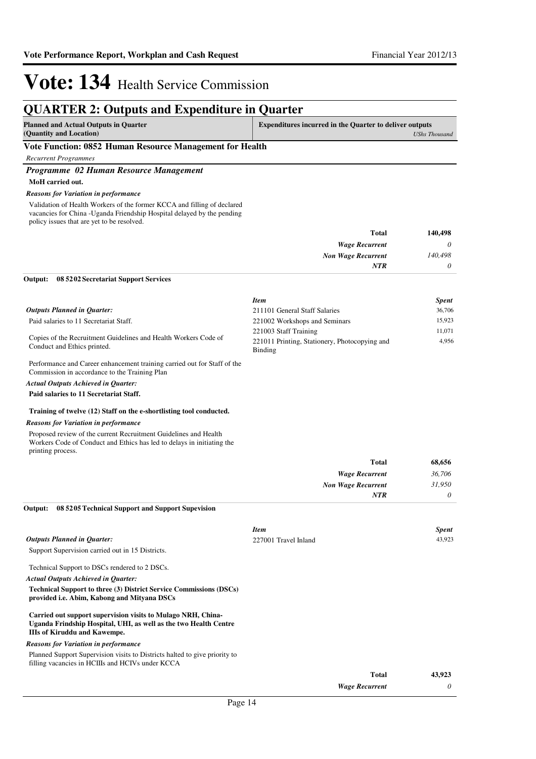# Vote: 134 Health Service Commission

## QUARTER 2: Outputs and Expenditure in Quarter

| Planned and Actual Outputs in Quarter (Quantity and Location) | Expenditures incurred in the Quarter to deliver outputs *UShs Thousand* |
|---|---|

**Vote Function: 0852 Human Resource Management for Health**

*Recurrent Programmes*

### *Programme 02 Human Resource Management*

**MoH carried out.**

*Reasons for Variation in performance*

Validation of Health Workers of the former KCCA and filling of declared vacancies for China -Uganda Friendship Hospital delayed by the pending policy issues that are yet to be resolved.

| | |
|---|---|
| **Total** | **140,498** |
| *Wage Recurrent* | *0* |
| *Non Wage Recurrent* | *140,498* |
| *NTR* | *0* |

**Output: 08 5202 Secretariat Support Services**

*Outputs Planned in Quarter:*

Paid salaries to 11 Secretariat Staff.

Copies of the Recruitment Guidelines and Health Workers Code of Conduct and Ethics printed.

Performance and Career enhancement training carried out for Staff of the Commission in accordance to the Training Plan

*Actual Outputs Achieved in Quarter:*

**Paid salaries to 11 Secretariat Staff.**

**Training of twelve (12) Staff on the e-shortlisting tool conducted.**

*Reasons for Variation in performance*

Proposed review of the current Recruitment Guidelines and Health Workers Code of Conduct and Ethics has led to delays in initiating the printing process.

| *Item* | *Spent* |
|---|---|
| 211101 General Staff Salaries | 36,706 |
| 221002 Workshops and Seminars | 15,923 |
| 221003 Staff Training | 11,071 |
| 221011 Printing, Stationery, Photocopying and Binding | 4,956 |
| **Total** | **68,656** |
| *Wage Recurrent* | *36,706* |
| *Non Wage Recurrent* | *31,950* |
| *NTR* | *0* |

**Output: 08 5205 Technical Support and Support Supevision**

*Outputs Planned in Quarter:*

Support Supervision carried out in 15 Districts.

Technical Support to DSCs rendered to 2 DSCs.

*Actual Outputs Achieved in Quarter:*

**Technical Support to three (3) District Service Commissions (DSCs) provided i.e. Abim, Kabong and Mityana DSCs**

**Carried out support supervision visits to Mulago NRH, China-Uganda Frindship Hospital, UHI, as well as the two Health Centre IIIs of Kiruddu and Kawempe.**

*Reasons for Variation in performance*

Planned Support Supervision visits to Districts halted to give priority to filling vacancies in HCIIIs and HCIVs under KCCA

| *Item* | *Spent* |
|---|---|
| 227001 Travel Inland | 43,923 |
| **Total** | **43,923** |
| *Wage Recurrent* | *0* |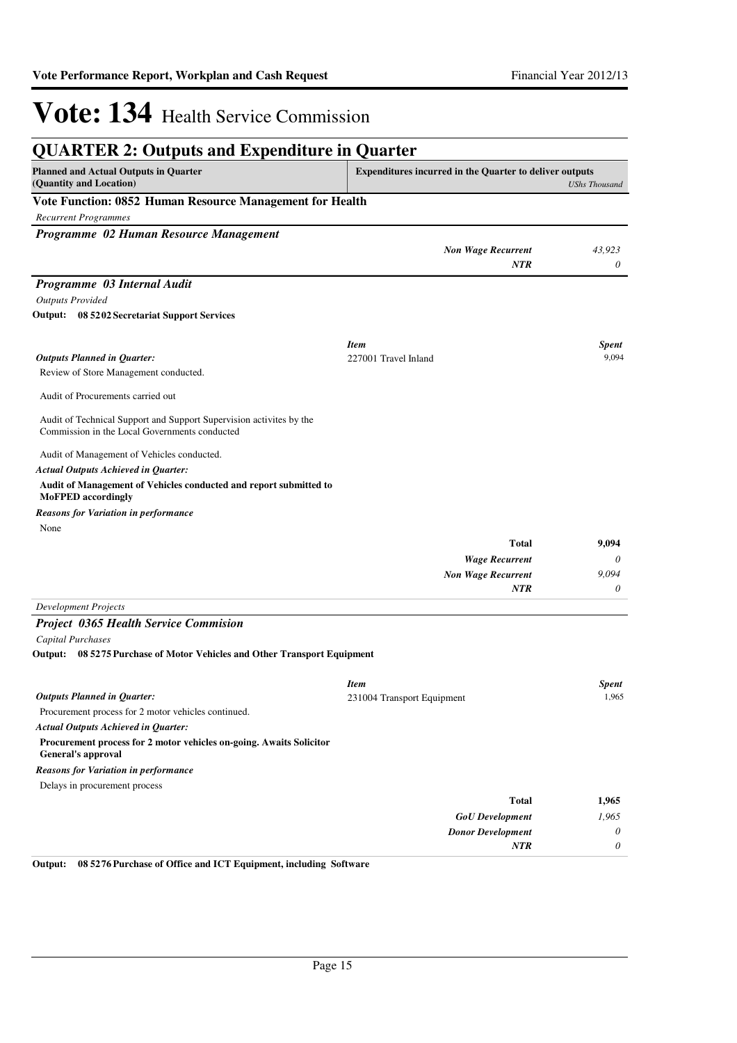# Vote: 134 Health Service Commission

## QUARTER 2: Outputs and Expenditure in Quarter

| Planned and Actual Outputs in Quarter (Quantity and Location) | Expenditures incurred in the Quarter to deliver outputs | *UShs Thousand* |
|---|---|---|

### Vote Function: 0852 Human Resource Management for Health

*Recurrent Programmes*

#### *Programme 02 Human Resource Management*

| | | |
|---|---|---|
| | *Non Wage Recurrent* | *43,923* |
| | *NTR* | *0* |

#### *Programme 03 Internal Audit*

*Outputs Provided*

**Output: 08 5202 Secretariat Support Services**

| | *Item* | *Spent* |
|---|---|---|
| ***Outputs Planned in Quarter:*** | 227001 Travel Inland | 9,094 |

Review of Store Management conducted.

Audit of Procurements carried out

Audit of Technical Support and Support Supervision activites by the Commission in the Local Governments conducted

Audit of Management of Vehicles conducted.

***Actual Outputs Achieved in Quarter:***

**Audit of Management of Vehicles conducted and report submitted to MoFPED accordingly**

***Reasons for Variation in performance***

None

| | | |
|---|---|---|
| | **Total** | **9,094** |
| | *Wage Recurrent* | *0* |
| | *Non Wage Recurrent* | *9,094* |
| | *NTR* | *0* |

*Development Projects*

#### *Project 0365 Health Service Commision*

*Capital Purchases*

**Output: 08 5275 Purchase of Motor Vehicles and Other Transport Equipment**

| | *Item* | *Spent* |
|---|---|---|
| ***Outputs Planned in Quarter:*** | 231004 Transport Equipment | 1,965 |

Procurement process for 2 motor vehicles continued.

***Actual Outputs Achieved in Quarter:***

**Procurement process for 2 motor vehicles on-going. Awaits Solicitor General's approval**

***Reasons for Variation in performance***

Delays in procurement process

| | | |
|---|---|---|
| | **Total** | **1,965** |
| | *GoU Development* | *1,965* |
| | *Donor Development* | *0* |
| | *NTR* | *0* |

**Output: 08 5276 Purchase of Office and ICT Equipment, including Software**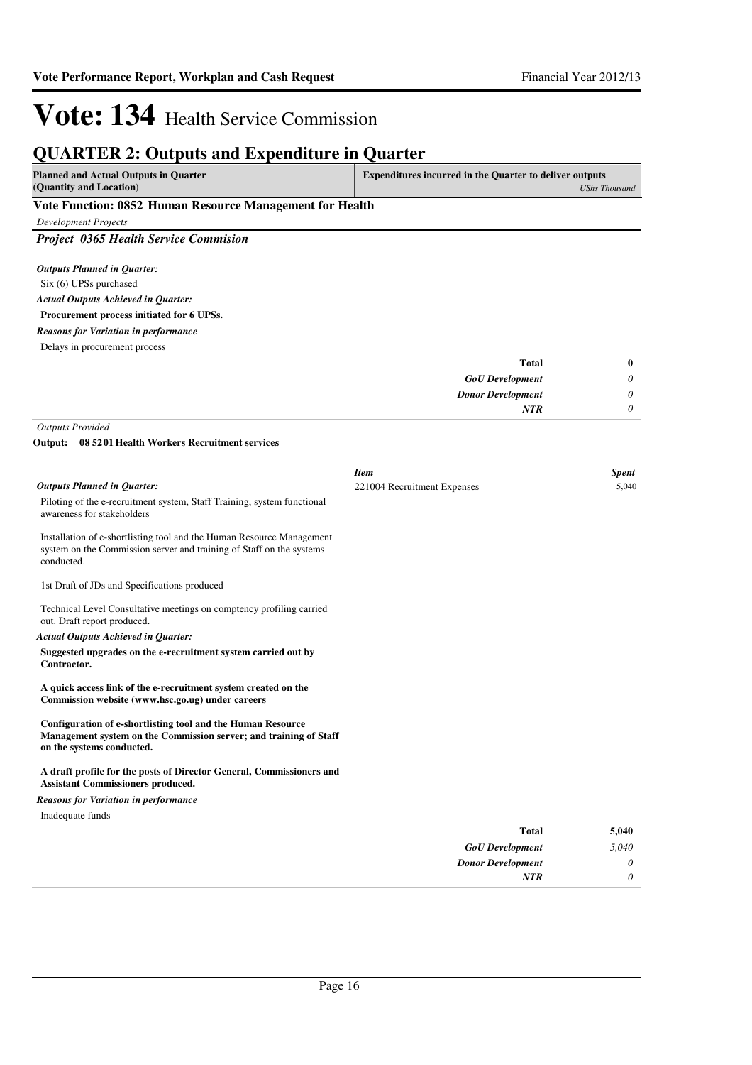# Vote: 134 Health Service Commission

## QUARTER 2: Outputs and Expenditure in Quarter

| Planned and Actual Outputs in Quarter (Quantity and Location) | Expenditures incurred in the Quarter to deliver outputs *UShs Thousand* |
|---|---|

### Vote Function: 0852 Human Resource Management for Health

*Development Projects*

#### *Project 0365 Health Service Commision*

*Outputs Planned in Quarter:*

Six (6) UPSs purchased

*Actual Outputs Achieved in Quarter:*

**Procurement process initiated for 6 UPSs.**

*Reasons for Variation in performance*

Delays in procurement process

| | |
|---|---|
| **Total** | **0** |
| *GoU Development* | *0* |
| *Donor Development* | *0* |
| *NTR* | *0* |

*Outputs Provided*

**Output: 08 5201 Health Workers Recruitment services**

| *Item* | *Spent* |
|---|---|
| 221004 Recruitment Expenses | 5,040 |

*Outputs Planned in Quarter:*

Piloting of the e-recruitment system, Staff Training, system functional awareness for stakeholders

Installation of e-shortlisting tool and the Human Resource Management system on the Commission server and training of Staff on the systems conducted.

1st Draft of JDs and Specifications produced

Technical Level Consultative meetings on comptency profiling carried out. Draft report produced.

*Actual Outputs Achieved in Quarter:*

**Suggested upgrades on the e-recruitment system carried out by Contractor.**

**A quick access link of the e-recruitment system created on the Commission website (www.hsc.go.ug) under careers**

**Configuration of e-shortlisting tool and the Human Resource Management system on the Commission server; and training of Staff on the systems conducted.**

**A draft profile for the posts of Director General, Commissioners and Assistant Commissioners produced.**

*Reasons for Variation in performance*

Inadequate funds

| | |
|---|---|
| **Total** | **5,040** |
| *GoU Development* | *5,040* |
| *Donor Development* | *0* |
| *NTR* | *0* |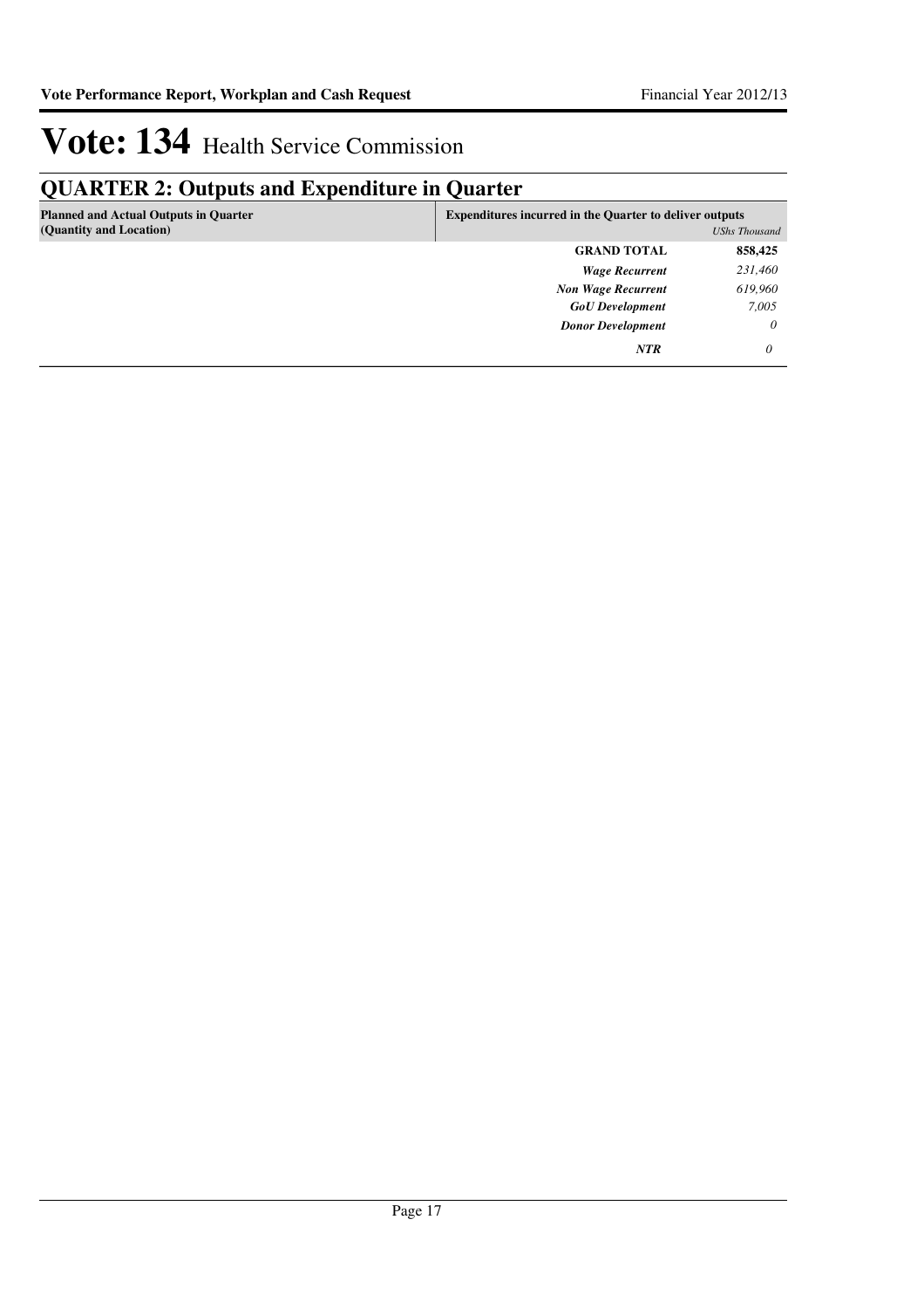# Vote: 134 Health Service Commission

## QUARTER 2: Outputs and Expenditure in Quarter

| Planned and Actual Outputs in Quarter (Quantity and Location) | Expenditures incurred in the Quarter to deliver outputs | *UShs Thousand* |
|---|---|---|
| | **GRAND TOTAL** | **858,425** |
| | ***Wage Recurrent*** | *231,460* |
| | ***Non Wage Recurrent*** | *619,960* |
| | ***GoU Development*** | *7,005* |
| | ***Donor Development*** | *0* |
| | ***NTR*** | *0* |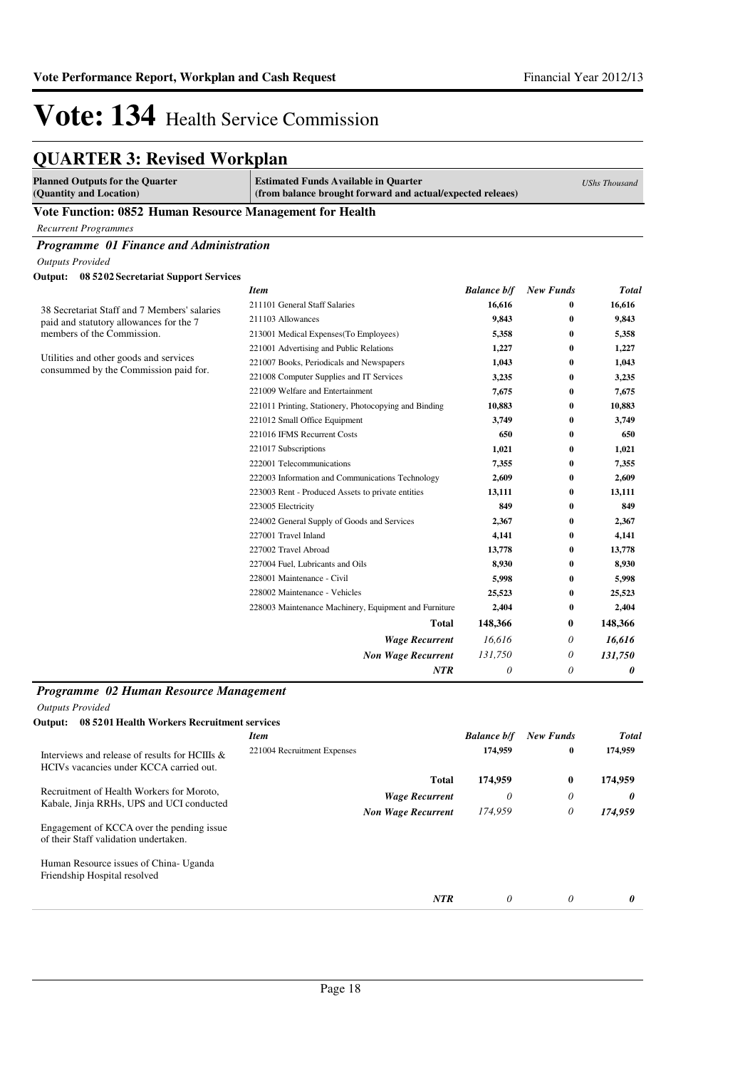# Vote: 134 Health Service Commission

## QUARTER 3: Revised Workplan

| Planned Outputs for the Quarter (Quantity and Location) | Estimated Funds Available in Quarter (from balance brought forward and actual/expected releaes) | | | *UShs Thousand* |
|---|---|---|---|---|

### Vote Function: 0852 Human Resource Management for Health

*Recurrent Programmes*

#### *Programme 01 Finance and Administration*

*Outputs Provided*

**Output: 08 5202 Secretariat Support Services**

38 Secretariat Staff and 7 Members' salaries paid and statutory allowances for the 7 members of the Commission.

Utilities and other goods and services consummed by the Commission paid for.

| *Item* | *Balance b/f* | *New Funds* | *Total* |
|---|---|---|---|
| 211101 General Staff Salaries | 16,616 | 0 | 16,616 |
| 211103 Allowances | 9,843 | 0 | 9,843 |
| 213001 Medical Expenses(To Employees) | 5,358 | 0 | 5,358 |
| 221001 Advertising and Public Relations | 1,227 | 0 | 1,227 |
| 221007 Books, Periodicals and Newspapers | 1,043 | 0 | 1,043 |
| 221008 Computer Supplies and IT Services | 3,235 | 0 | 3,235 |
| 221009 Welfare and Entertainment | 7,675 | 0 | 7,675 |
| 221011 Printing, Stationery, Photocopying and Binding | 10,883 | 0 | 10,883 |
| 221012 Small Office Equipment | 3,749 | 0 | 3,749 |
| 221016 IFMS Recurrent Costs | 650 | 0 | 650 |
| 221017 Subscriptions | 1,021 | 0 | 1,021 |
| 222001 Telecommunications | 7,355 | 0 | 7,355 |
| 222003 Information and Communications Technology | 2,609 | 0 | 2,609 |
| 223003 Rent - Produced Assets to private entities | 13,111 | 0 | 13,111 |
| 223005 Electricity | 849 | 0 | 849 |
| 224002 General Supply of Goods and Services | 2,367 | 0 | 2,367 |
| 227001 Travel Inland | 4,141 | 0 | 4,141 |
| 227002 Travel Abroad | 13,778 | 0 | 13,778 |
| 227004 Fuel, Lubricants and Oils | 8,930 | 0 | 8,930 |
| 228001 Maintenance - Civil | 5,998 | 0 | 5,998 |
| 228002 Maintenance - Vehicles | 25,523 | 0 | 25,523 |
| 228003 Maintenance Machinery, Equipment and Furniture | 2,404 | 0 | 2,404 |
| **Total** | **148,366** | **0** | **148,366** |
| ***Wage Recurrent*** | *16,616* | *0* | ***16,616*** |
| ***Non Wage Recurrent*** | *131,750* | *0* | ***131,750*** |
| ***NTR*** | *0* | *0* | ***0*** |

#### *Programme 02 Human Resource Management*

*Outputs Provided*

**Output: 08 5201 Health Workers Recruitment services**

Interviews and release of results for HCIIIs & HCIVs vacancies under KCCA carried out.

Recruitment of Health Workers for Moroto, Kabale, Jinja RRHs, UPS and UCI conducted

Engagement of KCCA over the pending issue of their Staff validation undertaken.

Human Resource issues of China- Uganda Friendship Hospital resolved

| *Item* | *Balance b/f* | *New Funds* | *Total* |
|---|---|---|---|
| 221004 Recruitment Expenses | 174,959 | 0 | 174,959 |
| **Total** | **174,959** | **0** | **174,959** |
| ***Wage Recurrent*** | *0* | *0* | ***0*** |
| ***Non Wage Recurrent*** | *174,959* | *0* | ***174,959*** |
| ***NTR*** | *0* | *0* | ***0*** |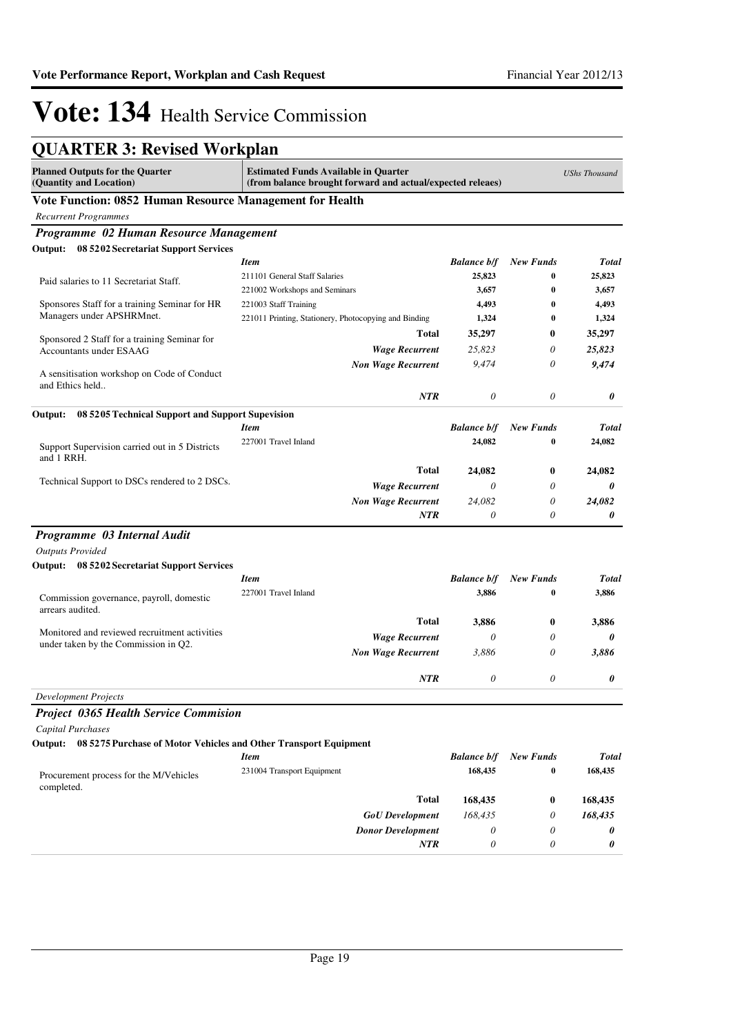# Vote: 134 Health Service Commission

## QUARTER 3: Revised Workplan

| Planned Outputs for the Quarter (Quantity and Location) | Estimated Funds Available in Quarter (from balance brought forward and actual/expected releaes) | | | UShs Thousand |
|---|---|---|---|---|

### Vote Function: 0852 Human Resource Management for Health

*Recurrent Programmes*

#### *Programme 02 Human Resource Management*

**Output: 08 5202 Secretariat Support Services**

| Planned Outputs | *Item* | *Balance b/f* | *New Funds* | *Total* |
|---|---|---|---|---|
| Paid salaries to 11 Secretariat Staff. | 211101 General Staff Salaries | 25,823 | 0 | 25,823 |
| | 221002 Workshops and Seminars | 3,657 | 0 | 3,657 |
| Sponsores Staff for a training Seminar for HR Managers under APSHRMnet. | 221003 Staff Training | 4,493 | 0 | 4,493 |
| | 221011 Printing, Stationery, Photocopying and Binding | 1,324 | 0 | 1,324 |
| Sponsored 2 Staff for a training Seminar for Accountants under ESAAG | **Total** | **35,297** | **0** | **35,297** |
| | *Wage Recurrent* | *25,823* | *0* | ***25,823*** |
| A sensitisation workshop on Code of Conduct and Ethics held.. | *Non Wage Recurrent* | *9,474* | *0* | ***9,474*** |
| | *NTR* | *0* | *0* | ***0*** |

**Output: 08 5205 Technical Support and Support Supevision**

| Planned Outputs | *Item* | *Balance b/f* | *New Funds* | *Total* |
|---|---|---|---|---|
| Support Supervision carried out in 5 Districts and 1 RRH. | 227001 Travel Inland | 24,082 | 0 | 24,082 |
| Technical Support to DSCs rendered to 2 DSCs. | **Total** | **24,082** | **0** | **24,082** |
| | *Wage Recurrent* | *0* | *0* | ***0*** |
| | *Non Wage Recurrent* | *24,082* | *0* | ***24,082*** |
| | *NTR* | *0* | *0* | ***0*** |

#### *Programme 03 Internal Audit*

*Outputs Provided*

**Output: 08 5202 Secretariat Support Services**

| Planned Outputs | *Item* | *Balance b/f* | *New Funds* | *Total* |
|---|---|---|---|---|
| Commission governance, payroll, domestic arrears audited. | 227001 Travel Inland | 3,886 | 0 | 3,886 |
| Monitored and reviewed recruitment activities under taken by the Commission in Q2. | **Total** | **3,886** | **0** | **3,886** |
| | *Wage Recurrent* | *0* | *0* | ***0*** |
| | *Non Wage Recurrent* | *3,886* | *0* | ***3,886*** |
| | *NTR* | *0* | *0* | ***0*** |

*Development Projects*

#### *Project 0365 Health Service Commision*

*Capital Purchases*

**Output: 08 5275 Purchase of Motor Vehicles and Other Transport Equipment**

| Planned Outputs | *Item* | *Balance b/f* | *New Funds* | *Total* |
|---|---|---|---|---|
| Procurement process for the M/Vehicles completed. | 231004 Transport Equipment | 168,435 | 0 | 168,435 |
| | **Total** | **168,435** | **0** | **168,435** |
| | *GoU Development* | *168,435* | *0* | ***168,435*** |
| | *Donor Development* | *0* | *0* | ***0*** |
| | *NTR* | *0* | *0* | ***0*** |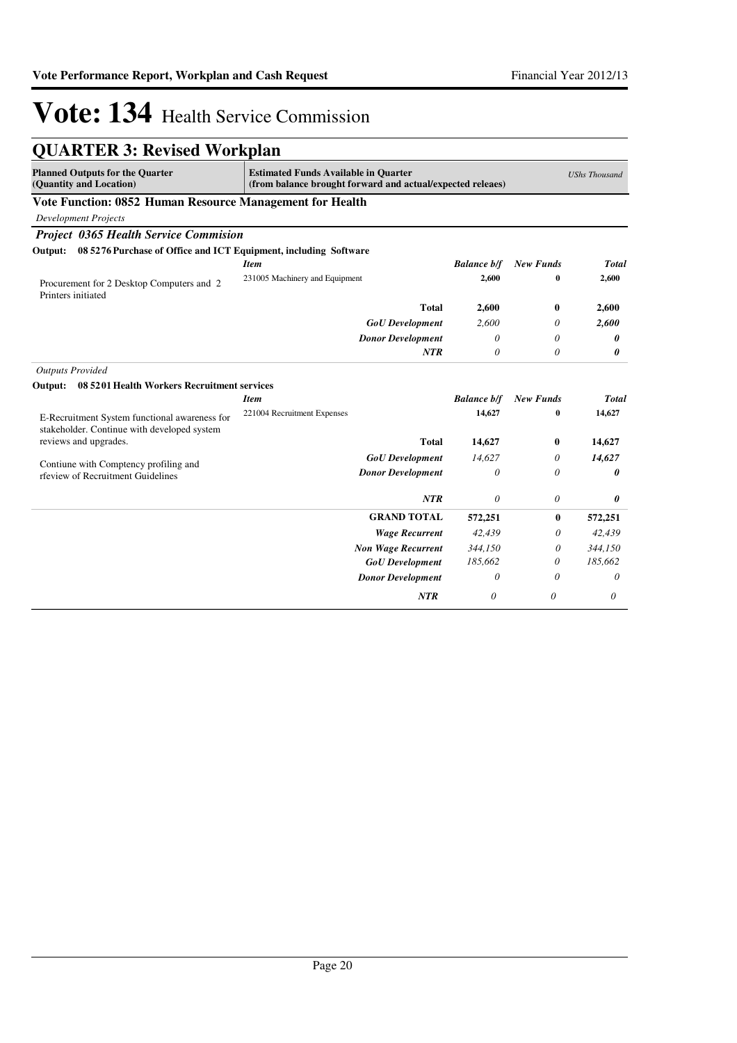# Vote: 134 Health Service Commission

## QUARTER 3: Revised Workplan

| Planned Outputs for the Quarter (Quantity and Location) | Estimated Funds Available in Quarter (from balance brought forward and actual/expected releaes) | | | UShs Thousand |
|---|---|---|---|---|

### Vote Function: 0852 Human Resource Management for Health

*Development Projects*

#### *Project 0365 Health Service Commision*

**Output: 08 5276 Purchase of Office and ICT Equipment, including Software**

| | *Item* | *Balance b/f* | *New Funds* | *Total* |
|---|---|---|---|---|
| Procurement for 2 Desktop Computers and 2 Printers initiated | 231005 Machinery and Equipment | 2,600 | 0 | 2,600 |
| | **Total** | 2,600 | 0 | 2,600 |
| | ***GoU Development*** | *2,600* | *0* | ***2,600*** |
| | ***Donor Development*** | *0* | *0* | ***0*** |
| | ***NTR*** | *0* | *0* | ***0*** |

*Outputs Provided*

**Output: 08 5201 Health Workers Recruitment services**

| | *Item* | *Balance b/f* | *New Funds* | *Total* |
|---|---|---|---|---|
| E-Recruitment System functional awareness for stakeholder. Continue with developed system reviews and upgrades.<br><br>Contiune with Comptency profiling and rfeview of Recruitment Guidelines | 221004 Recruitment Expenses | 14,627 | 0 | 14,627 |
| | **Total** | 14,627 | 0 | 14,627 |
| | ***GoU Development*** | *14,627* | *0* | ***14,627*** |
| | ***Donor Development*** | *0* | *0* | ***0*** |
| | ***NTR*** | *0* | *0* | ***0*** |

| | | *Balance b/f* | *New Funds* | *Total* |
|---|---|---|---|---|
| | **GRAND TOTAL** | **572,251** | **0** | **572,251** |
| | ***Wage Recurrent*** | *42,439* | *0* | *42,439* |
| | ***Non Wage Recurrent*** | *344,150* | *0* | *344,150* |
| | ***GoU Development*** | *185,662* | *0* | *185,662* |
| | ***Donor Development*** | *0* | *0* | *0* |
| | ***NTR*** | *0* | *0* | *0* |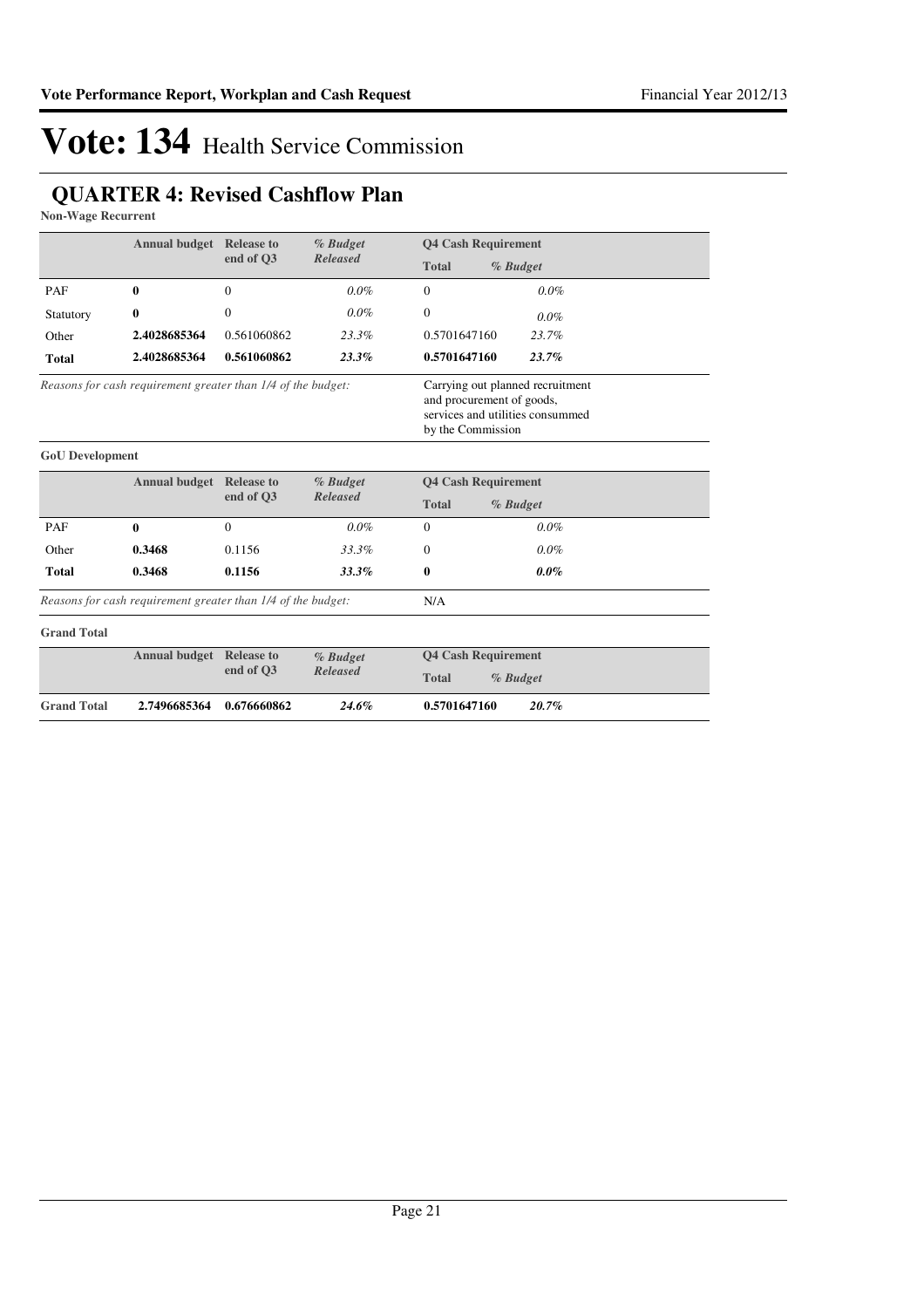# Vote: 134 Health Service Commission

## QUARTER 4: Revised Cashflow Plan

**Non-Wage Recurrent**

| | Annual budget | Release to end of Q3 | *% Budget Released* | Q4 Cash Requirement Total | *% Budget* |
|---|---|---|---|---|---|
| PAF | **0** | 0 | *0.0%* | 0 | *0.0%* |
| Statutory | **0** | 0 | *0.0%* | 0 | *0.0%* |
| Other | **2.4028685364** | 0.561060862 | *23.3%* | 0.5701647160 | *23.7%* |
| **Total** | **2.4028685364** | **0.561060862** | ***23.3%*** | **0.5701647160** | ***23.7%*** |

*Reasons for cash requirement greater than 1/4 of the budget:* Carrying out planned recruitment and procurement of goods, services and utilities consummed by the Commission

**GoU Development**

| | Annual budget | Release to end of Q3 | *% Budget Released* | Q4 Cash Requirement Total | *% Budget* |
|---|---|---|---|---|---|
| PAF | **0** | 0 | *0.0%* | 0 | *0.0%* |
| Other | **0.3468** | 0.1156 | *33.3%* | 0 | *0.0%* |
| **Total** | **0.3468** | **0.1156** | ***33.3%*** | **0** | ***0.0%*** |

*Reasons for cash requirement greater than 1/4 of the budget:* N/A

**Grand Total**

| | Annual budget | Release to end of Q3 | *% Budget Released* | Q4 Cash Requirement Total | *% Budget* |
|---|---|---|---|---|---|
| **Grand Total** | **2.7496685364** | **0.676660862** | ***24.6%*** | **0.5701647160** | ***20.7%*** |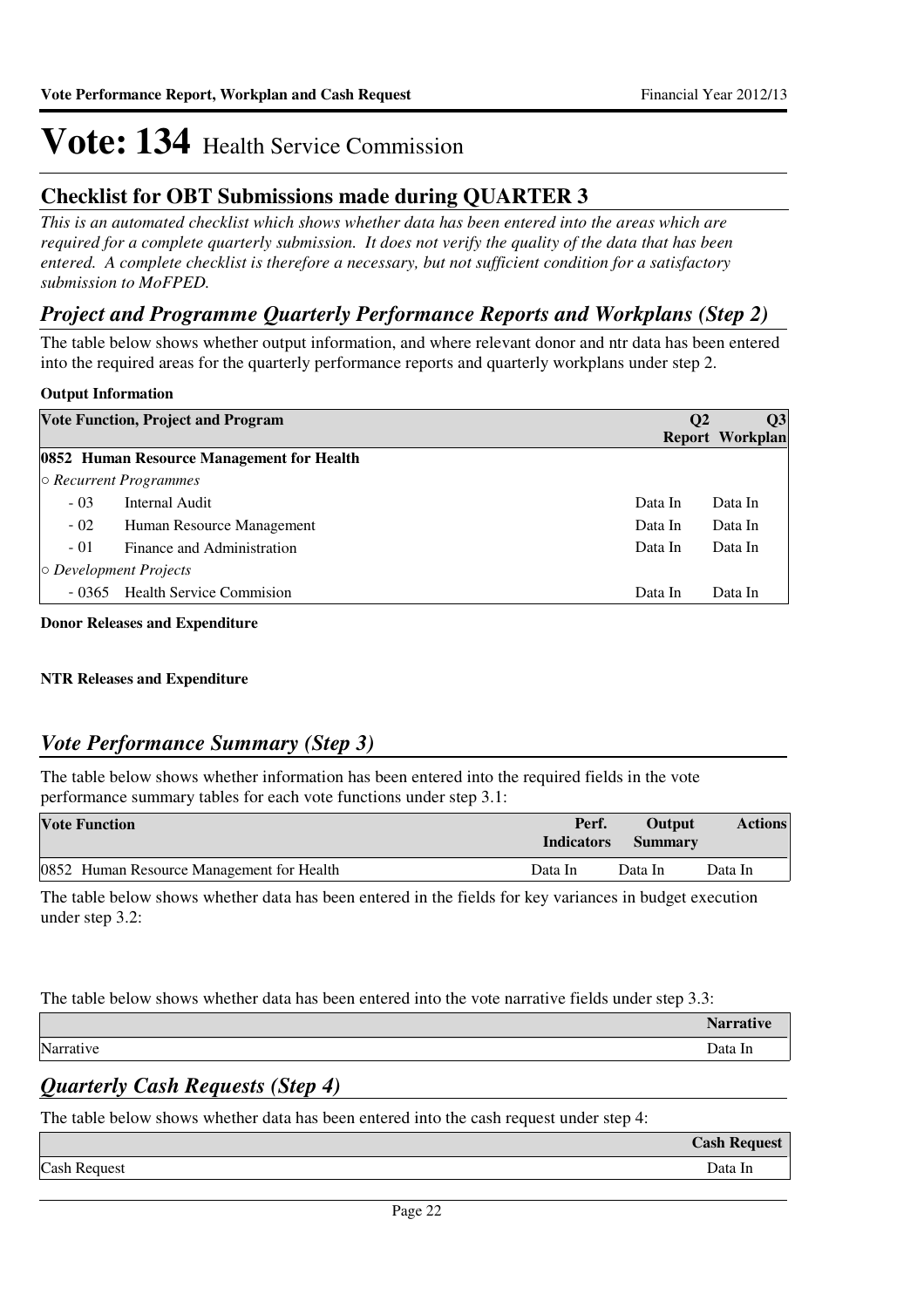# Vote: 134 Health Service Commission

## Checklist for OBT Submissions made during QUARTER 3

*This is an automated checklist which shows whether data has been entered into the areas which are required for a complete quarterly submission. It does not verify the quality of the data that has been entered. A complete checklist is therefore a necessary, but not sufficient condition for a satisfactory submission to MoFPED.*

## *Project and Programme Quarterly Performance Reports and Workplans (Step 2)*

The table below shows whether output information, and where relevant donor and ntr data has been entered into the required areas for the quarterly performance reports and quarterly workplans under step 2.

**Output Information**

| Vote Function, Project and Program | | Q2 Report | Q3 Workplan |
|---|---|---|---|
| **0852 Human Resource Management for Health** | | | |
| ○ *Recurrent Programmes* | | | |
| - 03 | Internal Audit | Data In | Data In |
| - 02 | Human Resource Management | Data In | Data In |
| - 01 | Finance and Administration | Data In | Data In |
| ○ *Development Projects* | | | |
| - 0365 | Health Service Commision | Data In | Data In |

**Donor Releases and Expenditure**

**NTR Releases and Expenditure**

## *Vote Performance Summary (Step 3)*

The table below shows whether information has been entered into the required fields in the vote performance summary tables for each vote functions under step 3.1:

| Vote Function | Perf. Indicators | Output Summary | Actions |
|---|---|---|---|
| 0852 Human Resource Management for Health | Data In | Data In | Data In |

The table below shows whether data has been entered in the fields for key variances in budget execution under step 3.2:

The table below shows whether data has been entered into the vote narrative fields under step 3.3:

| | Narrative |
|---|---|
| Narrative | Data In |

## *Quarterly Cash Requests (Step 4)*

The table below shows whether data has been entered into the cash request under step 4:

| | Cash Request |
|---|---|
| Cash Request | Data In |